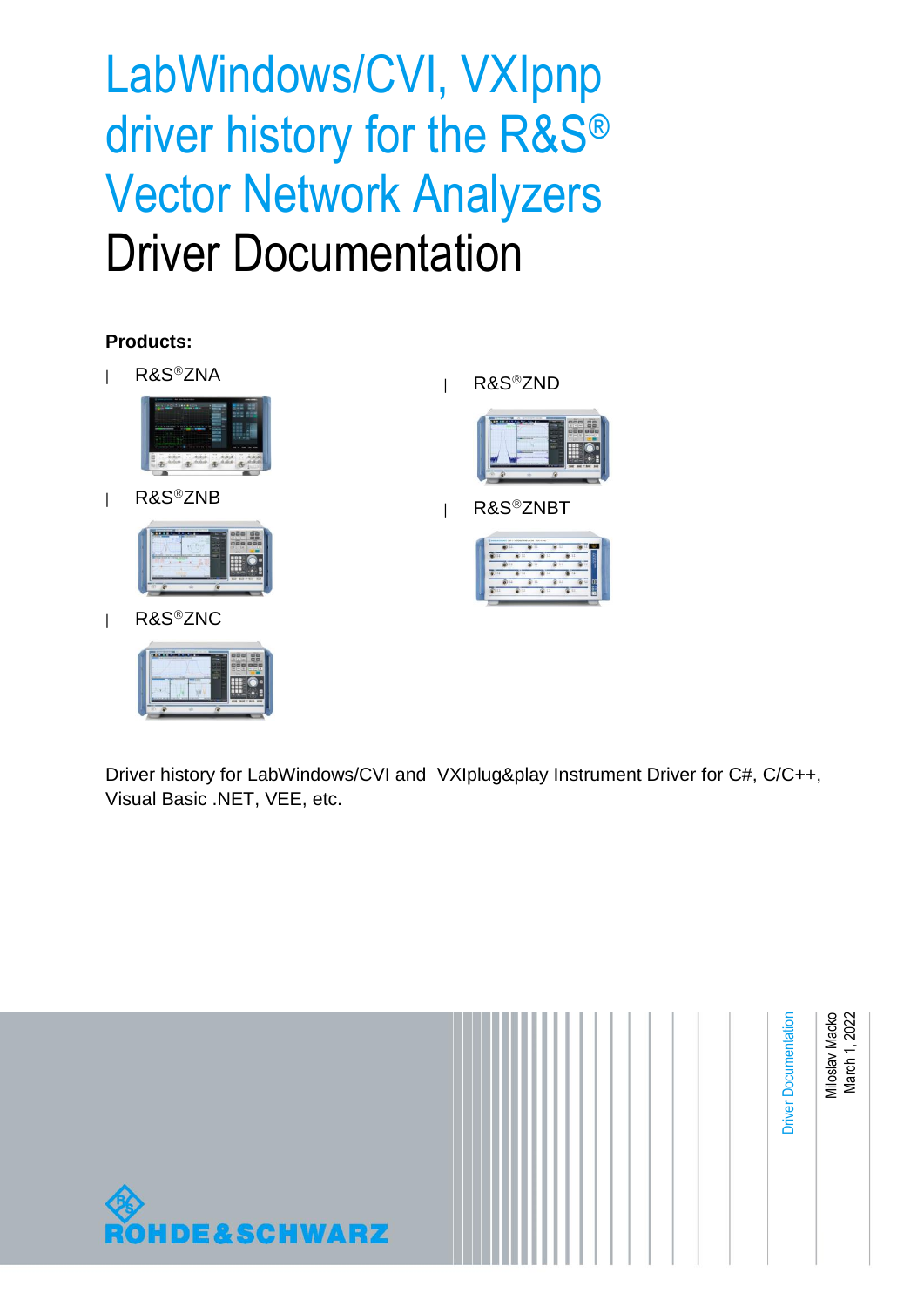# LabWindows/CVI, VXIpnp driver history for the R&S® Vector Network Analyzers

# Driver Documentation

**Products:**

- R&S®ZNA
- R&S®ZNB
- R&S®ZNC
- R&S®ZND
- R&S®ZNBT

Driver history for LabWindows/CVI and VXIplug&play Instrument Driver for C#, C/C++, Visual Basic .NET, VEE, etc.

Driver Documentation

Miloslav Macko
March 1, 2022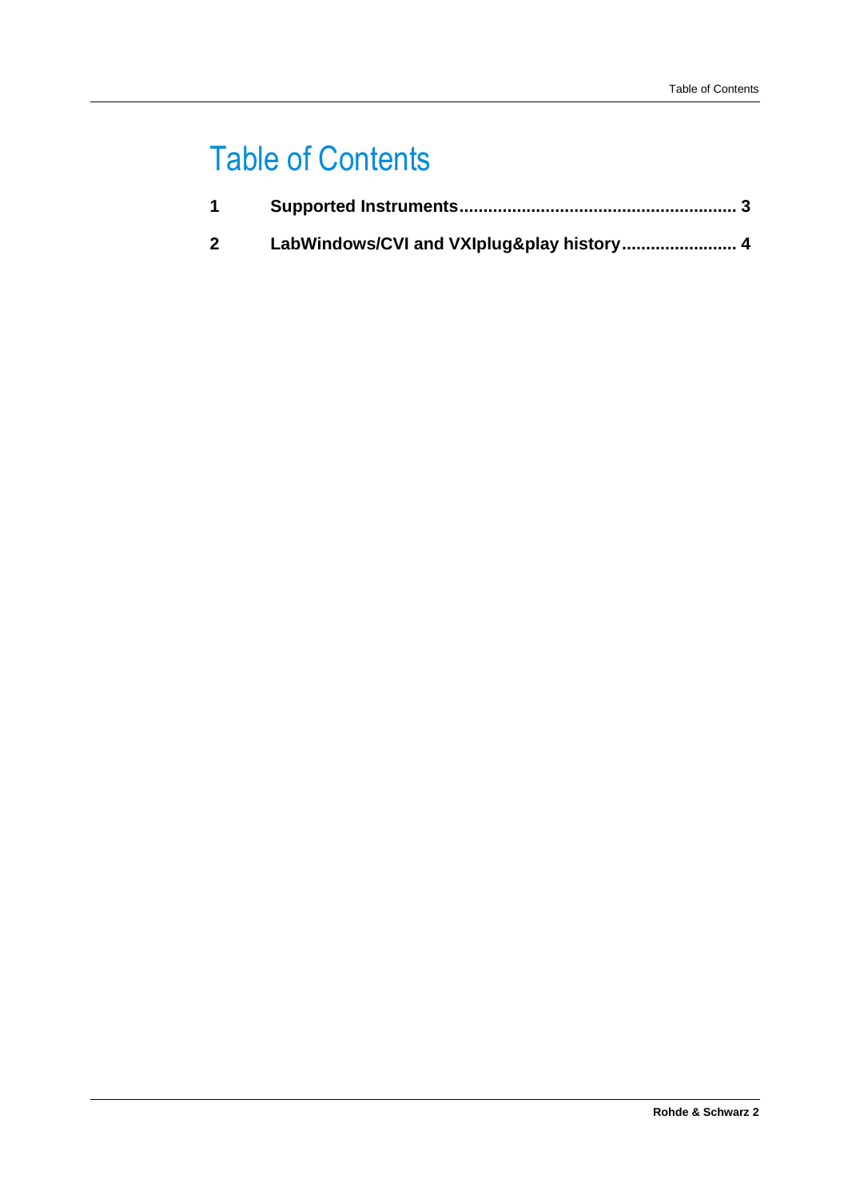# Table of Contents

**1 Supported Instruments........................................................ 3**

**2 LabWindows/CVI and VXIplug&play history....................... 4**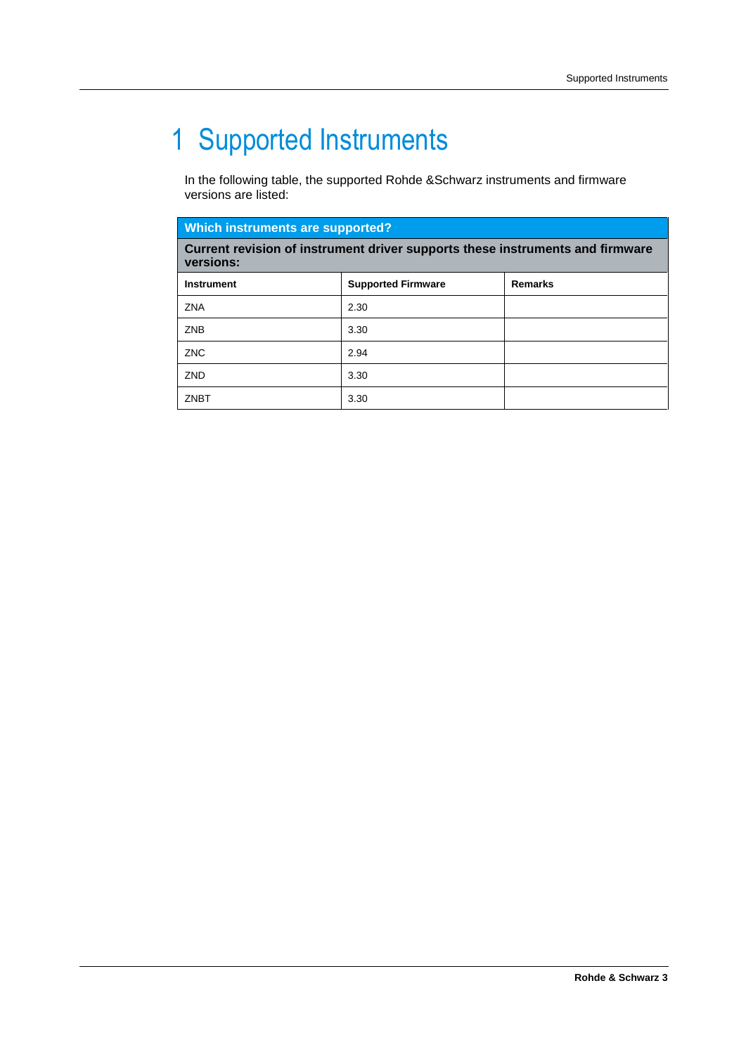# 1 Supported Instruments

In the following table, the supported Rohde &Schwarz instruments and firmware versions are listed:

| Which instruments are supported? | | |
|---|---|---|
| **Current revision of instrument driver supports these instruments and firmware versions:** | | |
| **Instrument** | **Supported Firmware** | **Remarks** |
| ZNA | 2.30 | |
| ZNB | 3.30 | |
| ZNC | 2.94 | |
| ZND | 3.30 | |
| ZNBT | 3.30 | |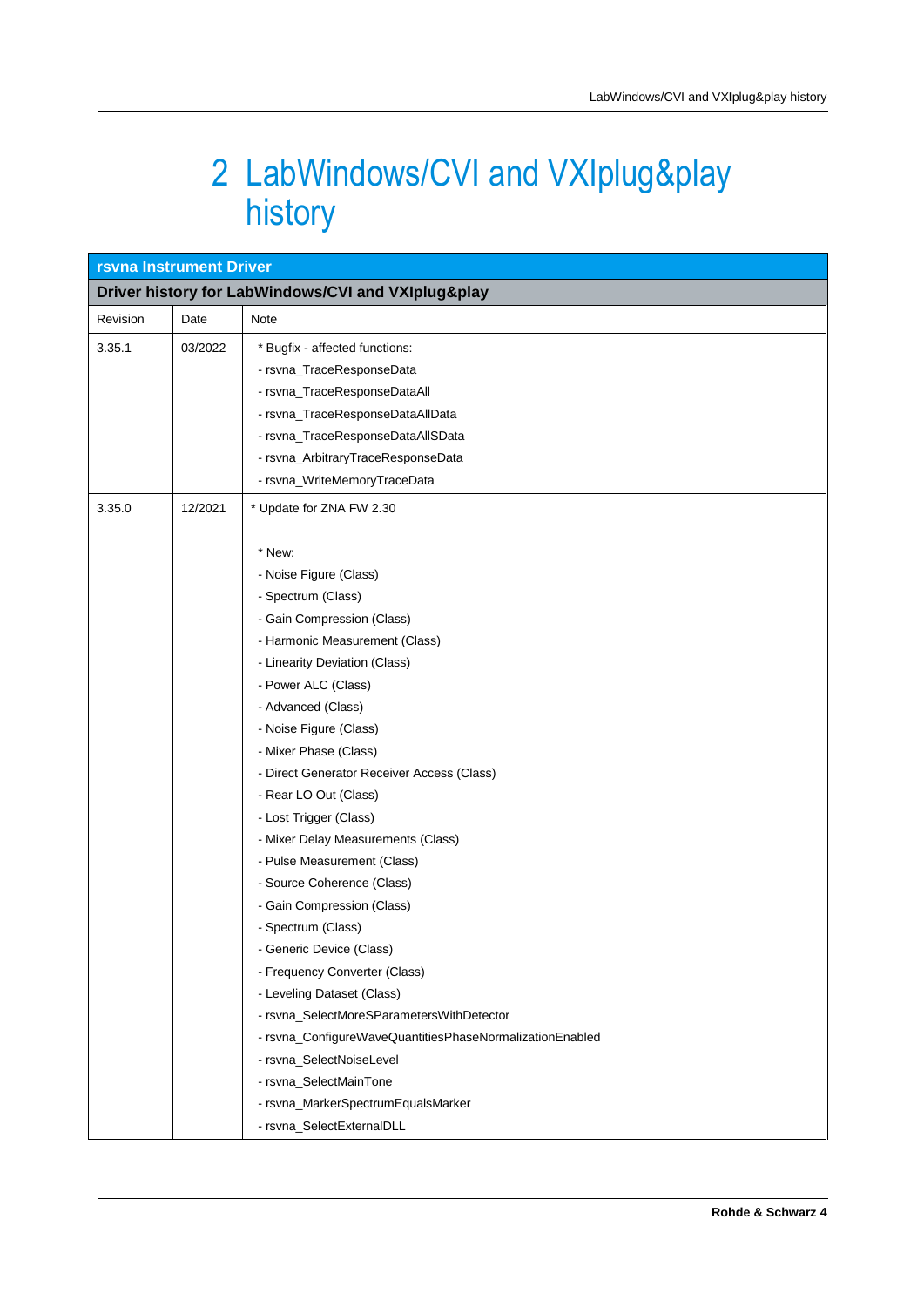# 2 LabWindows/CVI and VXIplug&play history

| **rsvna Instrument Driver** | | |
|---|---|---|
| **Driver history for LabWindows/CVI and VXIplug&play** | | |
| Revision | Date | Note |
| 3.35.1 | 03/2022 | * Bugfix - affected functions:<br>- rsvna_TraceResponseData<br>- rsvna_TraceResponseDataAll<br>- rsvna_TraceResponseDataAllData<br>- rsvna_TraceResponseDataAllSData<br>- rsvna_ArbitraryTraceResponseData<br>- rsvna_WriteMemoryTraceData |
| 3.35.0 | 12/2021 | * Update for ZNA FW 2.30<br><br>* New:<br>- Noise Figure (Class)<br>- Spectrum (Class)<br>- Gain Compression (Class)<br>- Harmonic Measurement (Class)<br>- Linearity Deviation (Class)<br>- Power ALC (Class)<br>- Advanced (Class)<br>- Noise Figure (Class)<br>- Mixer Phase (Class)<br>- Direct Generator Receiver Access (Class)<br>- Rear LO Out (Class)<br>- Lost Trigger (Class)<br>- Mixer Delay Measurements (Class)<br>- Pulse Measurement (Class)<br>- Source Coherence (Class)<br>- Gain Compression (Class)<br>- Spectrum (Class)<br>- Generic Device (Class)<br>- Frequency Converter (Class)<br>- Leveling Dataset (Class)<br>- rsvna_SelectMoreSParametersWithDetector<br>- rsvna_ConfigureWaveQuantitiesPhaseNormalizationEnabled<br>- rsvna_SelectNoiseLevel<br>- rsvna_SelectMainTone<br>- rsvna_MarkerSpectrumEqualsMarker<br>- rsvna_SelectExternalDLL |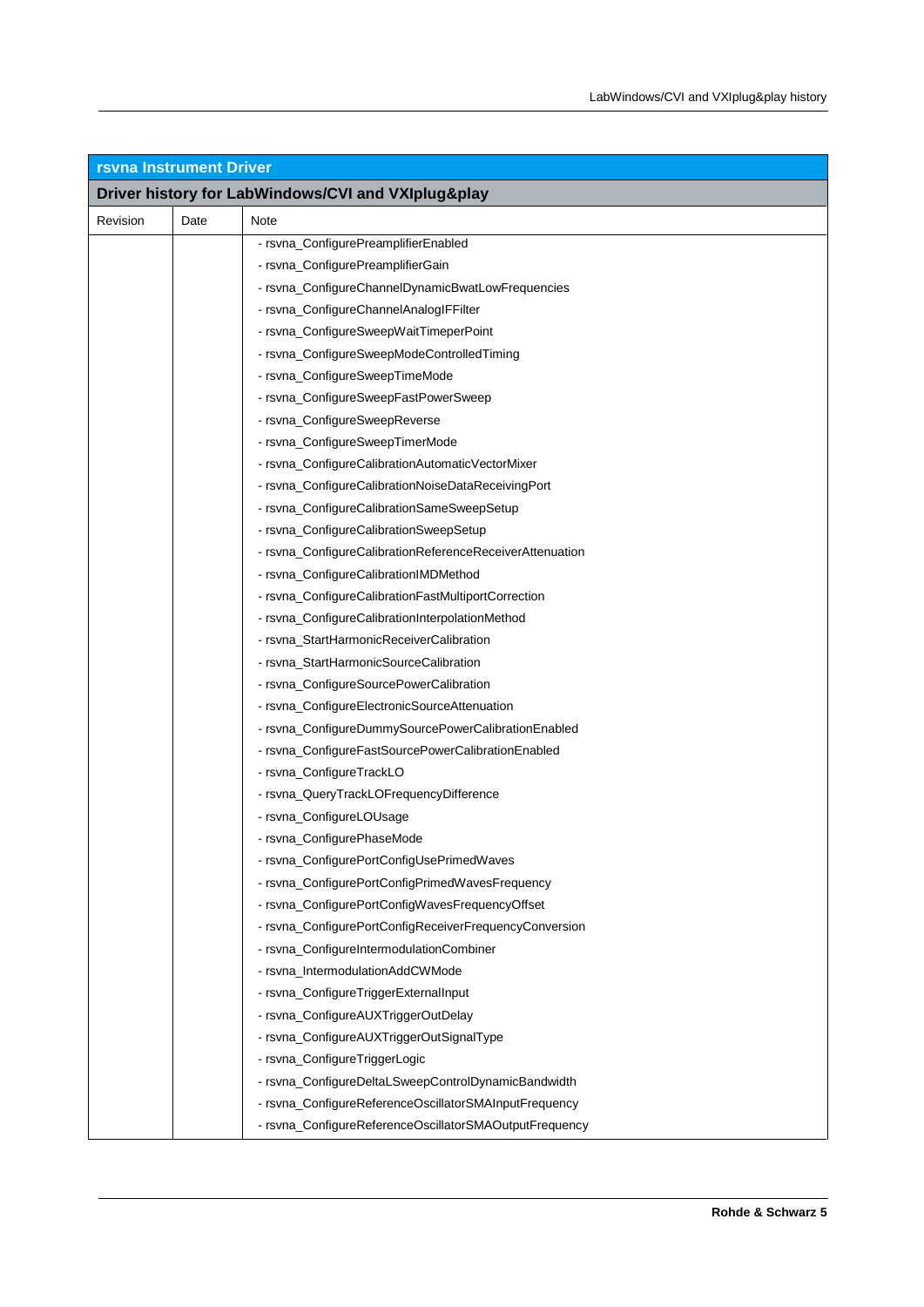| rsvna Instrument Driver | | |
|---|---|---|
| **Driver history for LabWindows/CVI and VXIplug&play** | | |
| Revision | Date | Note |
| | | - rsvna_ConfigurePreamplifierEnabled<br>- rsvna_ConfigurePreamplifierGain<br>- rsvna_ConfigureChannelDynamicBwatLowFrequencies<br>- rsvna_ConfigureChannelAnalogIFFilter<br>- rsvna_ConfigureSweepWaitTimeperPoint<br>- rsvna_ConfigureSweepModeControlledTiming<br>- rsvna_ConfigureSweepTimeMode<br>- rsvna_ConfigureSweepFastPowerSweep<br>- rsvna_ConfigureSweepReverse<br>- rsvna_ConfigureSweepTimerMode<br>- rsvna_ConfigureCalibrationAutomaticVectorMixer<br>- rsvna_ConfigureCalibrationNoiseDataReceivingPort<br>- rsvna_ConfigureCalibrationSameSweepSetup<br>- rsvna_ConfigureCalibrationSweepSetup<br>- rsvna_ConfigureCalibrationReferenceReceiverAttenuation<br>- rsvna_ConfigureCalibrationIMDMethod<br>- rsvna_ConfigureCalibrationFastMultiportCorrection<br>- rsvna_ConfigureCalibrationInterpolationMethod<br>- rsvna_StartHarmonicReceiverCalibration<br>- rsvna_StartHarmonicSourceCalibration<br>- rsvna_ConfigureSourcePowerCalibration<br>- rsvna_ConfigureElectronicSourceAttenuation<br>- rsvna_ConfigureDummySourcePowerCalibrationEnabled<br>- rsvna_ConfigureFastSourcePowerCalibrationEnabled<br>- rsvna_ConfigureTrackLO<br>- rsvna_QueryTrackLOFrequencyDifference<br>- rsvna_ConfigureLOUsage<br>- rsvna_ConfigurePhaseMode<br>- rsvna_ConfigurePortConfigUsePrimedWaves<br>- rsvna_ConfigurePortConfigPrimedWavesFrequency<br>- rsvna_ConfigurePortConfigWavesFrequencyOffset<br>- rsvna_ConfigurePortConfigReceiverFrequencyConversion<br>- rsvna_ConfigureIntermodulationCombiner<br>- rsvna_IntermodulationAddCWMode<br>- rsvna_ConfigureTriggerExternalInput<br>- rsvna_ConfigureAUXTriggerOutDelay<br>- rsvna_ConfigureAUXTriggerOutSignalType<br>- rsvna_ConfigureTriggerLogic<br>- rsvna_ConfigureDeltaLSweepControlDynamicBandwidth<br>- rsvna_ConfigureReferenceOscillatorSMAInputFrequency<br>- rsvna_ConfigureReferenceOscillatorSMAOutputFrequency |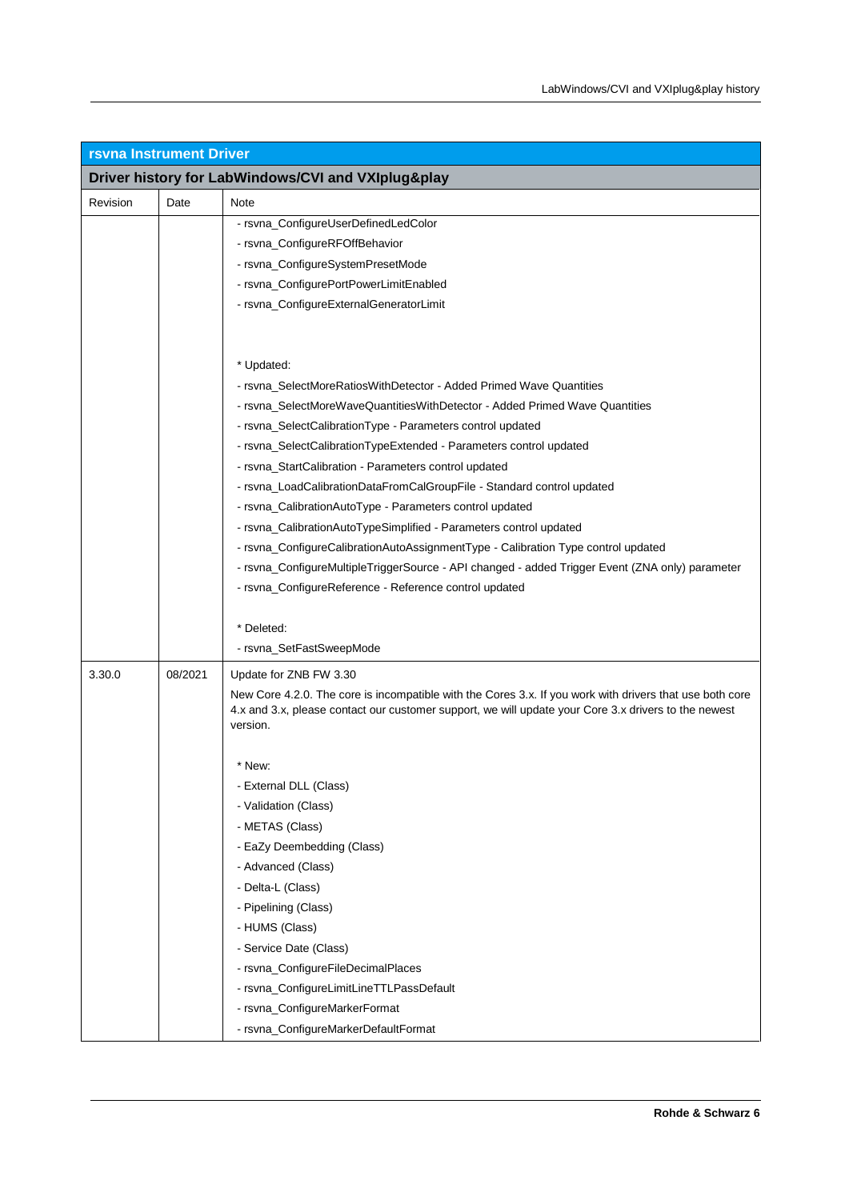| rsvna Instrument Driver | | |
|---|---|---|
| **Driver history for LabWindows/CVI and VXIplug&play** | | |
| Revision | Date | Note |
| | | - rsvna_ConfigureUserDefinedLedColor<br>- rsvna_ConfigureRFOffBehavior<br>- rsvna_ConfigureSystemPresetMode<br>- rsvna_ConfigurePortPowerLimitEnabled<br>- rsvna_ConfigureExternalGeneratorLimit<br><br>* Updated:<br>- rsvna_SelectMoreRatiosWithDetector - Added Primed Wave Quantities<br>- rsvna_SelectMoreWaveQuantitiesWithDetector - Added Primed Wave Quantities<br>- rsvna_SelectCalibrationType - Parameters control updated<br>- rsvna_SelectCalibrationTypeExtended - Parameters control updated<br>- rsvna_StartCalibration - Parameters control updated<br>- rsvna_LoadCalibrationDataFromCalGroupFile - Standard control updated<br>- rsvna_CalibrationAutoType - Parameters control updated<br>- rsvna_CalibrationAutoTypeSimplified - Parameters control updated<br>- rsvna_ConfigureCalibrationAutoAssignmentType - Calibration Type control updated<br>- rsvna_ConfigureMultipleTriggerSource - API changed - added Trigger Event (ZNA only) parameter<br>- rsvna_ConfigureReference - Reference control updated<br><br>* Deleted:<br>- rsvna_SetFastSweepMode |
| 3.30.0 | 08/2021 | Update for ZNB FW 3.30<br>New Core 4.2.0. The core is incompatible with the Cores 3.x. If you work with drivers that use both core 4.x and 3.x, please contact our customer support, we will update your Core 3.x drivers to the newest version.<br><br>* New:<br>- External DLL (Class)<br>- Validation (Class)<br>- METAS (Class)<br>- EaZy Deembedding (Class)<br>- Advanced (Class)<br>- Delta-L (Class)<br>- Pipelining (Class)<br>- HUMS (Class)<br>- Service Date (Class)<br>- rsvna_ConfigureFileDecimalPlaces<br>- rsvna_ConfigureLimitLineTTLPassDefault<br>- rsvna_ConfigureMarkerFormat<br>- rsvna_ConfigureMarkerDefaultFormat |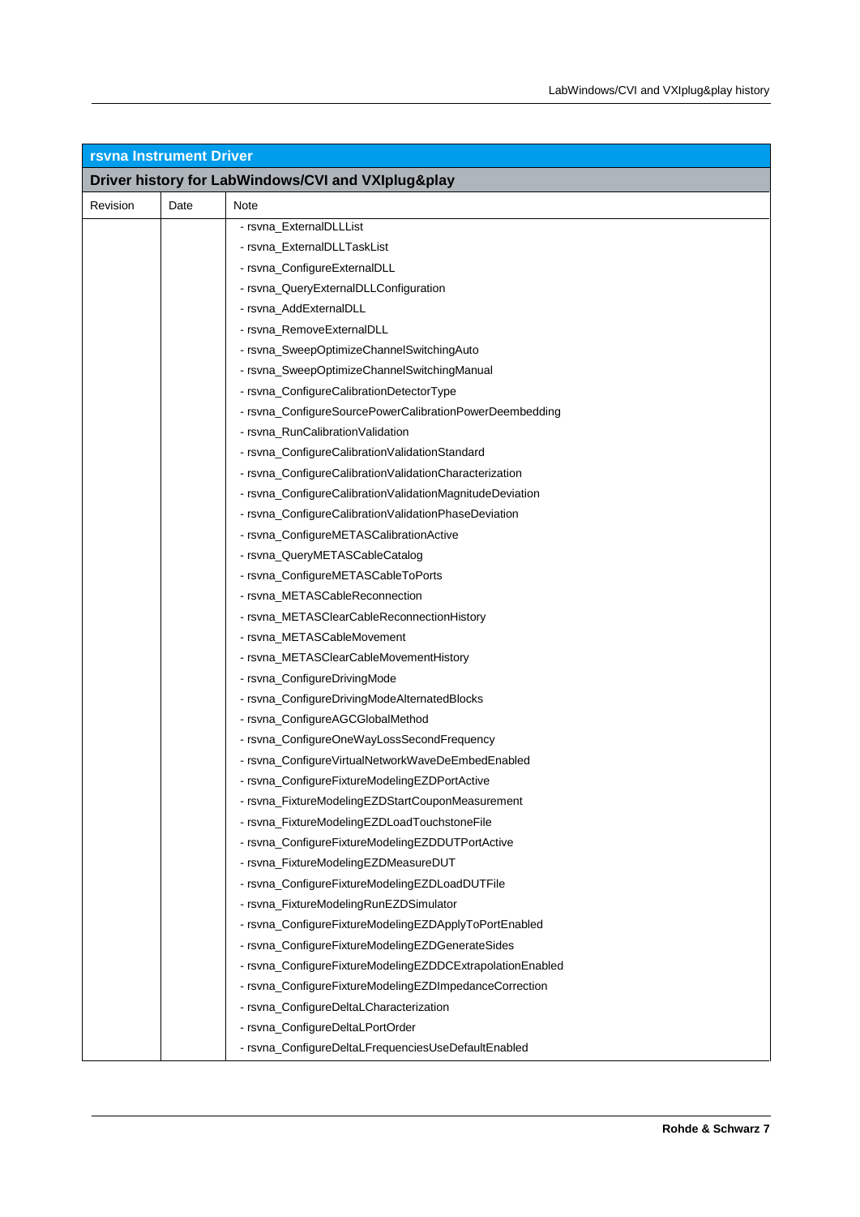| rsvna Instrument Driver | | |
|---|---|---|
| **Driver history for LabWindows/CVI and VXIplug&play** | | |
| Revision | Date | Note |
| | | - rsvna_ExternalDLLList<br>- rsvna_ExternalDLLTaskList<br>- rsvna_ConfigureExternalDLL<br>- rsvna_QueryExternalDLLConfiguration<br>- rsvna_AddExternalDLL<br>- rsvna_RemoveExternalDLL<br>- rsvna_SweepOptimizeChannelSwitchingAuto<br>- rsvna_SweepOptimizeChannelSwitchingManual<br>- rsvna_ConfigureCalibrationDetectorType<br>- rsvna_ConfigureSourcePowerCalibrationPowerDeembedding<br>- rsvna_RunCalibrationValidation<br>- rsvna_ConfigureCalibrationValidationStandard<br>- rsvna_ConfigureCalibrationValidationCharacterization<br>- rsvna_ConfigureCalibrationValidationMagnitudeDeviation<br>- rsvna_ConfigureCalibrationValidationPhaseDeviation<br>- rsvna_ConfigureMETASCalibrationActive<br>- rsvna_QueryMETASCableCatalog<br>- rsvna_ConfigureMETASCableToPorts<br>- rsvna_METASCableReconnection<br>- rsvna_METASClearCableReconnectionHistory<br>- rsvna_METASCableMovement<br>- rsvna_METASClearCableMovementHistory<br>- rsvna_ConfigureDrivingMode<br>- rsvna_ConfigureDrivingModeAlternatedBlocks<br>- rsvna_ConfigureAGCGlobalMethod<br>- rsvna_ConfigureOneWayLossSecondFrequency<br>- rsvna_ConfigureVirtualNetworkWaveDeEmbedEnabled<br>- rsvna_ConfigureFixtureModelingEZDPortActive<br>- rsvna_FixtureModelingEZDStartCouponMeasurement<br>- rsvna_FixtureModelingEZDLoadTouchstoneFile<br>- rsvna_ConfigureFixtureModelingEZDDUTPortActive<br>- rsvna_FixtureModelingEZDMeasureDUT<br>- rsvna_ConfigureFixtureModelingEZDLoadDUTFile<br>- rsvna_FixtureModelingRunEZDSimulator<br>- rsvna_ConfigureFixtureModelingEZDApplyToPortEnabled<br>- rsvna_ConfigureFixtureModelingEZDGenerateSides<br>- rsvna_ConfigureFixtureModelingEZDDCExtrapolationEnabled<br>- rsvna_ConfigureFixtureModelingEZDImpedanceCorrection<br>- rsvna_ConfigureDeltaLCharacterization<br>- rsvna_ConfigureDeltaLPortOrder<br>- rsvna_ConfigureDeltaLFrequenciesUseDefaultEnabled |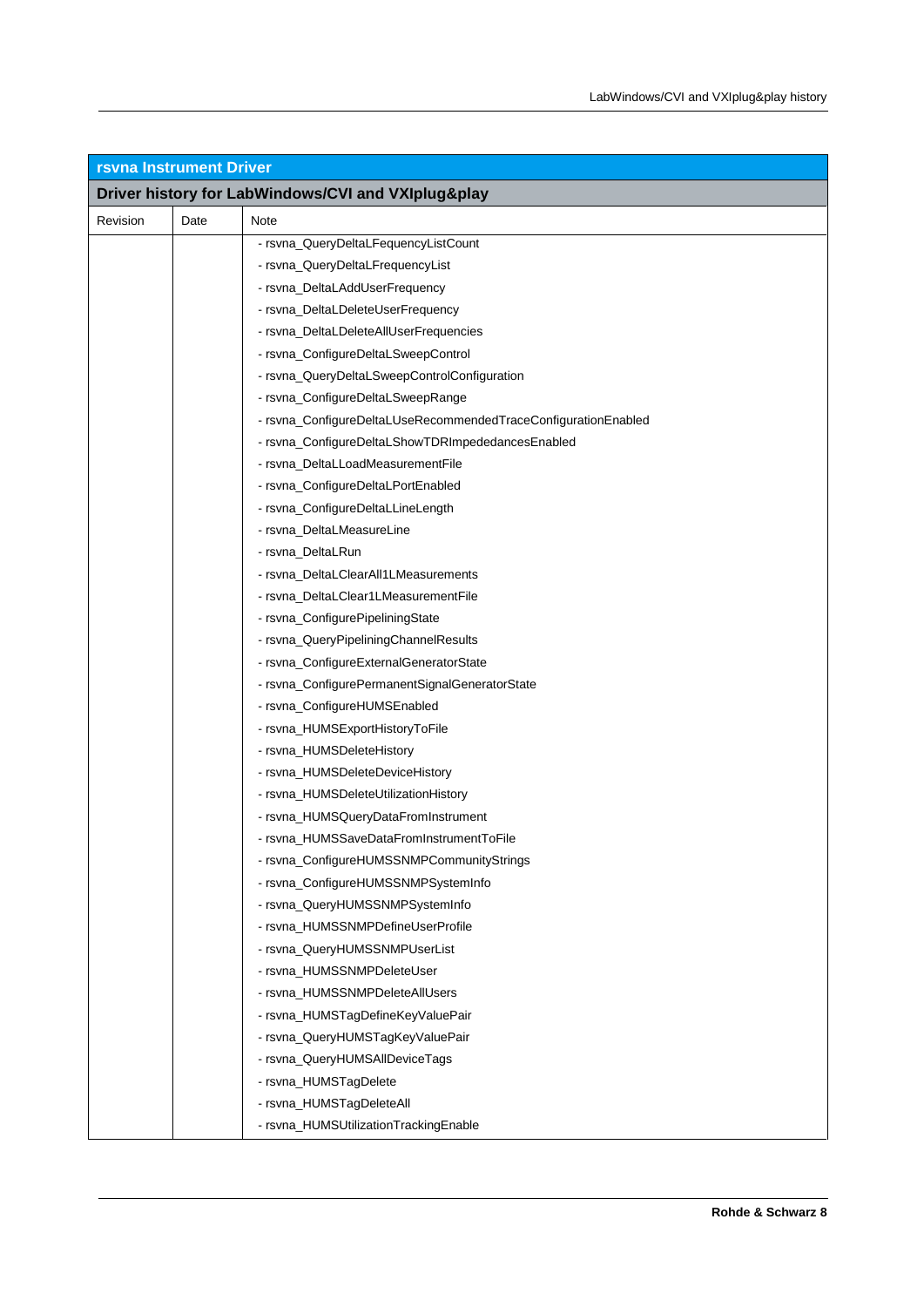| rsvna Instrument Driver | | |
|---|---|---|
| **Driver history for LabWindows/CVI and VXIplug&play** | | |
| Revision | Date | Note |
| | | - rsvna_QueryDeltaLFequencyListCount<br>- rsvna_QueryDeltaLFrequencyList<br>- rsvna_DeltaLAddUserFrequency<br>- rsvna_DeltaLDeleteUserFrequency<br>- rsvna_DeltaLDeleteAllUserFrequencies<br>- rsvna_ConfigureDeltaLSweepControl<br>- rsvna_QueryDeltaLSweepControlConfiguration<br>- rsvna_ConfigureDeltaLSweepRange<br>- rsvna_ConfigureDeltaLUseRecommendedTraceConfigurationEnabled<br>- rsvna_ConfigureDeltaLShowTDRImpededancesEnabled<br>- rsvna_DeltaLLoadMeasurementFile<br>- rsvna_ConfigureDeltaLPortEnabled<br>- rsvna_ConfigureDeltaLLineLength<br>- rsvna_DeltaLMeasureLine<br>- rsvna_DeltaLRun<br>- rsvna_DeltaLClearAll1LMeasurements<br>- rsvna_DeltaLClear1LMeasurementFile<br>- rsvna_ConfigurePipeliningState<br>- rsvna_QueryPipeliningChannelResults<br>- rsvna_ConfigureExternalGeneratorState<br>- rsvna_ConfigurePermanentSignalGeneratorState<br>- rsvna_ConfigureHUMSEnabled<br>- rsvna_HUMSExportHistoryToFile<br>- rsvna_HUMSDeleteHistory<br>- rsvna_HUMSDeleteDeviceHistory<br>- rsvna_HUMSDeleteUtilizationHistory<br>- rsvna_HUMSQueryDataFromInstrument<br>- rsvna_HUMSSaveDataFromInstrumentToFile<br>- rsvna_ConfigureHUMSSNMPCommunityStrings<br>- rsvna_ConfigureHUMSSNMPSystemInfo<br>- rsvna_QueryHUMSSNMPSystemInfo<br>- rsvna_HUMSSNMPDefineUserProfile<br>- rsvna_QueryHUMSSNMPUserList<br>- rsvna_HUMSSNMPDeleteUser<br>- rsvna_HUMSSNMPDeleteAllUsers<br>- rsvna_HUMSTagDefineKeyValuePair<br>- rsvna_QueryHUMSTagKeyValuePair<br>- rsvna_QueryHUMSAllDeviceTags<br>- rsvna_HUMSTagDelete<br>- rsvna_HUMSTagDeleteAll<br>- rsvna_HUMSUtilizationTrackingEnable |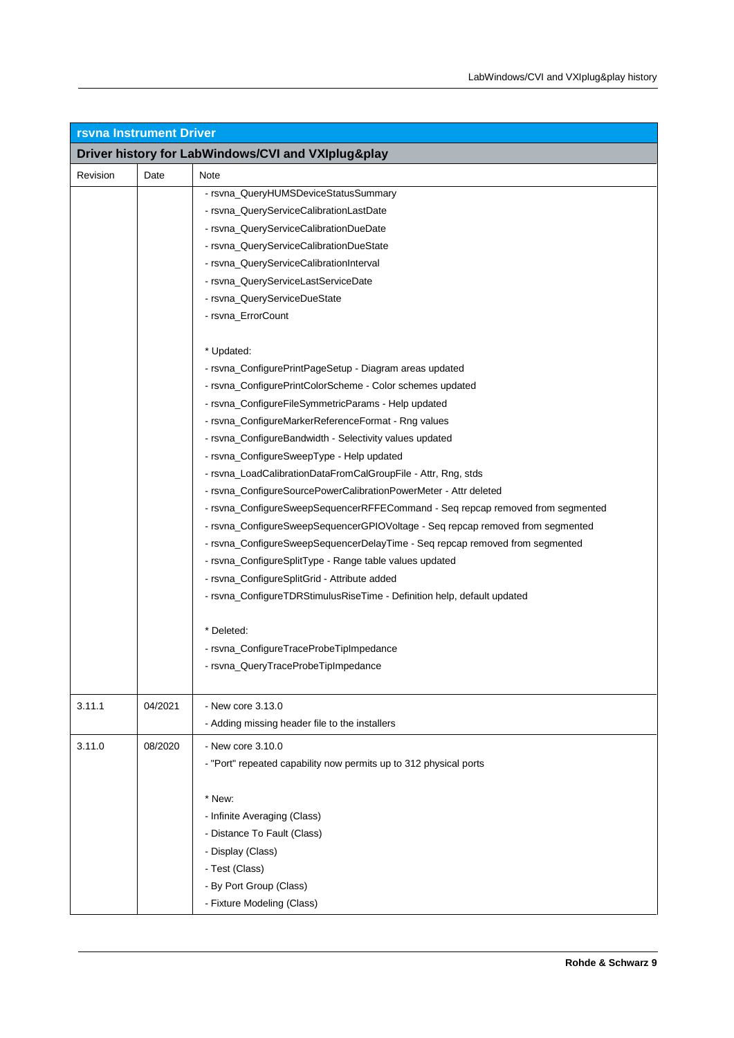| rsvna Instrument Driver | | |
|---|---|---|
| **Driver history for LabWindows/CVI and VXIplug&play** | | |
| Revision | Date | Note |
| | | - rsvna_QueryHUMSDeviceStatusSummary<br>- rsvna_QueryServiceCalibrationLastDate<br>- rsvna_QueryServiceCalibrationDueDate<br>- rsvna_QueryServiceCalibrationDueState<br>- rsvna_QueryServiceCalibrationInterval<br>- rsvna_QueryServiceLastServiceDate<br>- rsvna_QueryServiceDueState<br>- rsvna_ErrorCount<br><br>* Updated:<br>- rsvna_ConfigurePrintPageSetup - Diagram areas updated<br>- rsvna_ConfigurePrintColorScheme - Color schemes updated<br>- rsvna_ConfigureFileSymmetricParams - Help updated<br>- rsvna_ConfigureMarkerReferenceFormat - Rng values<br>- rsvna_ConfigureBandwidth - Selectivity values updated<br>- rsvna_ConfigureSweepType - Help updated<br>- rsvna_LoadCalibrationDataFromCalGroupFile - Attr, Rng, stds<br>- rsvna_ConfigureSourcePowerCalibrationPowerMeter - Attr deleted<br>- rsvna_ConfigureSweepSequencerRFFECommand - Seq repcap removed from segmented<br>- rsvna_ConfigureSweepSequencerGPIOVoltage - Seq repcap removed from segmented<br>- rsvna_ConfigureSweepSequencerDelayTime - Seq repcap removed from segmented<br>- rsvna_ConfigureSplitType - Range table values updated<br>- rsvna_ConfigureSplitGrid - Attribute added<br>- rsvna_ConfigureTDRStimulusRiseTime - Definition help, default updated<br><br>* Deleted:<br>- rsvna_ConfigureTraceProbeTipImpedance<br>- rsvna_QueryTraceProbeTipImpedance |
| 3.11.1 | 04/2021 | - New core 3.13.0<br>- Adding missing header file to the installers |
| 3.11.0 | 08/2020 | - New core 3.10.0<br>- "Port" repeated capability now permits up to 312 physical ports<br><br>* New:<br>- Infinite Averaging (Class)<br>- Distance To Fault (Class)<br>- Display (Class)<br>- Test (Class)<br>- By Port Group (Class)<br>- Fixture Modeling (Class) |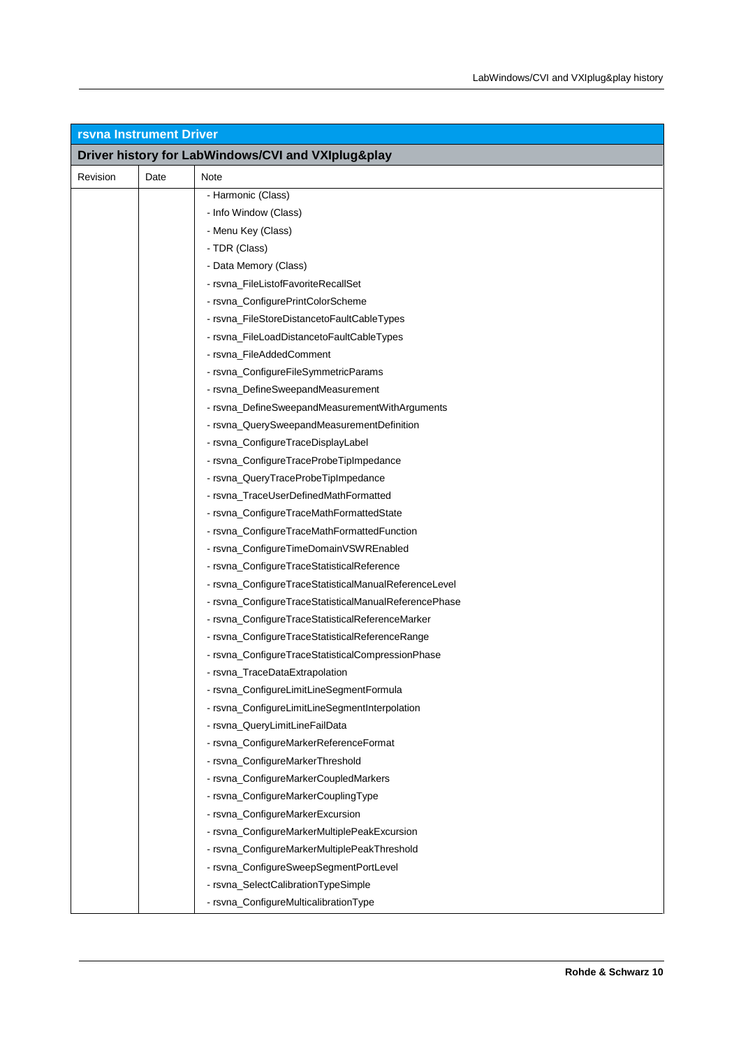| rsvna Instrument Driver | | |
|---|---|---|
| **Driver history for LabWindows/CVI and VXIplug&play** | | |
| Revision | Date | Note |
| | | - Harmonic (Class)<br>- Info Window (Class)<br>- Menu Key (Class)<br>- TDR (Class)<br>- Data Memory (Class)<br>- rsvna_FileListofFavoriteRecallSet<br>- rsvna_ConfigurePrintColorScheme<br>- rsvna_FileStoreDistancetoFaultCableTypes<br>- rsvna_FileLoadDistancetoFaultCableTypes<br>- rsvna_FileAddedComment<br>- rsvna_ConfigureFileSymmetricParams<br>- rsvna_DefineSweepandMeasurement<br>- rsvna_DefineSweepandMeasurementWithArguments<br>- rsvna_QuerySweepandMeasurementDefinition<br>- rsvna_ConfigureTraceDisplayLabel<br>- rsvna_ConfigureTraceProbeTipImpedance<br>- rsvna_QueryTraceProbeTipImpedance<br>- rsvna_TraceUserDefinedMathFormatted<br>- rsvna_ConfigureTraceMathFormattedState<br>- rsvna_ConfigureTraceMathFormattedFunction<br>- rsvna_ConfigureTimeDomainVSWREnabled<br>- rsvna_ConfigureTraceStatisticalReference<br>- rsvna_ConfigureTraceStatisticalManualReferenceLevel<br>- rsvna_ConfigureTraceStatisticalManualReferencePhase<br>- rsvna_ConfigureTraceStatisticalReferenceMarker<br>- rsvna_ConfigureTraceStatisticalReferenceRange<br>- rsvna_ConfigureTraceStatisticalCompressionPhase<br>- rsvna_TraceDataExtrapolation<br>- rsvna_ConfigureLimitLineSegmentFormula<br>- rsvna_ConfigureLimitLineSegmentInterpolation<br>- rsvna_QueryLimitLineFailData<br>- rsvna_ConfigureMarkerReferenceFormat<br>- rsvna_ConfigureMarkerThreshold<br>- rsvna_ConfigureMarkerCoupledMarkers<br>- rsvna_ConfigureMarkerCouplingType<br>- rsvna_ConfigureMarkerExcursion<br>- rsvna_ConfigureMarkerMultiplePeakExcursion<br>- rsvna_ConfigureMarkerMultiplePeakThreshold<br>- rsvna_ConfigureSweepSegmentPortLevel<br>- rsvna_SelectCalibrationTypeSimple<br>- rsvna_ConfigureMulticalibrationType |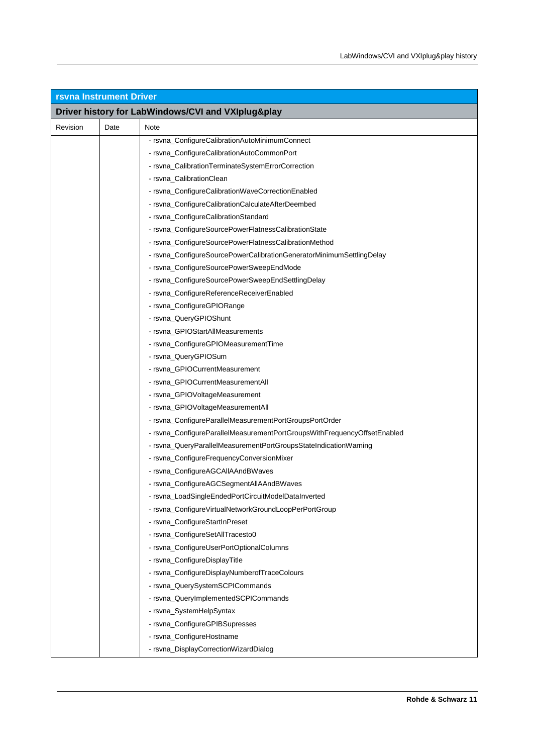| rsvna Instrument Driver | | |
|---|---|---|
| **Driver history for LabWindows/CVI and VXIplug&play** | | |
| Revision | Date | Note |
| | | - rsvna_ConfigureCalibrationAutoMinimumConnect<br>- rsvna_ConfigureCalibrationAutoCommonPort<br>- rsvna_CalibrationTerminateSystemErrorCorrection<br>- rsvna_CalibrationClean<br>- rsvna_ConfigureCalibrationWaveCorrectionEnabled<br>- rsvna_ConfigureCalibrationCalculateAfterDeembed<br>- rsvna_ConfigureCalibrationStandard<br>- rsvna_ConfigureSourcePowerFlatnessCalibrationState<br>- rsvna_ConfigureSourcePowerFlatnessCalibrationMethod<br>- rsvna_ConfigureSourcePowerCalibrationGeneratorMinimumSettlingDelay<br>- rsvna_ConfigureSourcePowerSweepEndMode<br>- rsvna_ConfigureSourcePowerSweepEndSettlingDelay<br>- rsvna_ConfigureReferenceReceiverEnabled<br>- rsvna_ConfigureGPIORange<br>- rsvna_QueryGPIOShunt<br>- rsvna_GPIOStartAllMeasurements<br>- rsvna_ConfigureGPIOMeasurementTime<br>- rsvna_QueryGPIOSum<br>- rsvna_GPIOCurrentMeasurement<br>- rsvna_GPIOCurrentMeasurementAll<br>- rsvna_GPIOVoltageMeasurement<br>- rsvna_GPIOVoltageMeasurementAll<br>- rsvna_ConfigureParallelMeasurementPortGroupsPortOrder<br>- rsvna_ConfigureParallelMeasurementPortGroupsWithFrequencyOffsetEnabled<br>- rsvna_QueryParallelMeasurementPortGroupsStateIndicationWarning<br>- rsvna_ConfigureFrequencyConversionMixer<br>- rsvna_ConfigureAGCAllAAndBWaves<br>- rsvna_ConfigureAGCSegmentAllAAndBWaves<br>- rsvna_LoadSingleEndedPortCircuitModelDataInverted<br>- rsvna_ConfigureVirtualNetworkGroundLoopPerPortGroup<br>- rsvna_ConfigureStartInPreset<br>- rsvna_ConfigureSetAllTracesto0<br>- rsvna_ConfigureUserPortOptionalColumns<br>- rsvna_ConfigureDisplayTitle<br>- rsvna_ConfigureDisplayNumberofTraceColours<br>- rsvna_QuerySystemSCPICommands<br>- rsvna_QueryImplementedSCPICommands<br>- rsvna_SystemHelpSyntax<br>- rsvna_ConfigureGPIBSupresses<br>- rsvna_ConfigureHostname<br>- rsvna_DisplayCorrectionWizardDialog |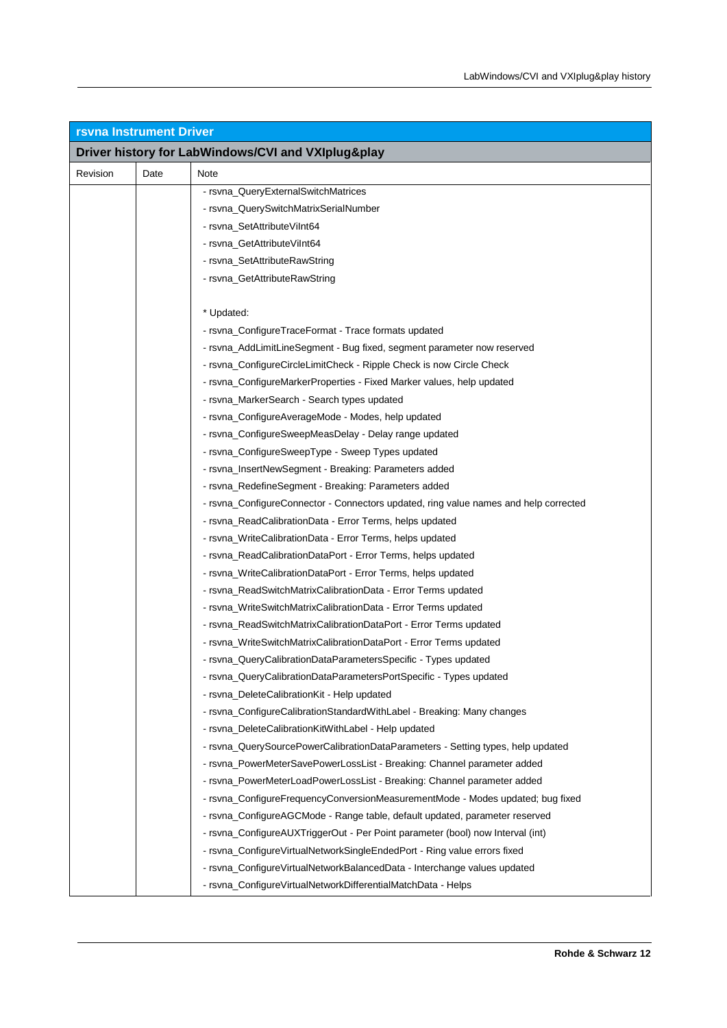| rsvna Instrument Driver | | |
|---|---|---|
| **Driver history for LabWindows/CVI and VXIplug&play** | | |
| Revision | Date | Note |
| | | - rsvna_QueryExternalSwitchMatrices<br>- rsvna_QuerySwitchMatrixSerialNumber<br>- rsvna_SetAttributeViInt64<br>- rsvna_GetAttributeViInt64<br>- rsvna_SetAttributeRawString<br>- rsvna_GetAttributeRawString<br><br>* Updated:<br>- rsvna_ConfigureTraceFormat - Trace formats updated<br>- rsvna_AddLimitLineSegment - Bug fixed, segment parameter now reserved<br>- rsvna_ConfigureCircleLimitCheck - Ripple Check is now Circle Check<br>- rsvna_ConfigureMarkerProperties - Fixed Marker values, help updated<br>- rsvna_MarkerSearch - Search types updated<br>- rsvna_ConfigureAverageMode - Modes, help updated<br>- rsvna_ConfigureSweepMeasDelay - Delay range updated<br>- rsvna_ConfigureSweepType - Sweep Types updated<br>- rsvna_InsertNewSegment - Breaking: Parameters added<br>- rsvna_RedefineSegment - Breaking: Parameters added<br>- rsvna_ConfigureConnector - Connectors updated, ring value names and help corrected<br>- rsvna_ReadCalibrationData - Error Terms, helps updated<br>- rsvna_WriteCalibrationData - Error Terms, helps updated<br>- rsvna_ReadCalibrationDataPort - Error Terms, helps updated<br>- rsvna_WriteCalibrationDataPort - Error Terms, helps updated<br>- rsvna_ReadSwitchMatrixCalibrationData - Error Terms updated<br>- rsvna_WriteSwitchMatrixCalibrationData - Error Terms updated<br>- rsvna_ReadSwitchMatrixCalibrationDataPort - Error Terms updated<br>- rsvna_WriteSwitchMatrixCalibrationDataPort - Error Terms updated<br>- rsvna_QueryCalibrationDataParametersSpecific - Types updated<br>- rsvna_QueryCalibrationDataParametersPortSpecific - Types updated<br>- rsvna_DeleteCalibrationKit - Help updated<br>- rsvna_ConfigureCalibrationStandardWithLabel - Breaking: Many changes<br>- rsvna_DeleteCalibrationKitWithLabel - Help updated<br>- rsvna_QuerySourcePowerCalibrationDataParameters - Setting types, help updated<br>- rsvna_PowerMeterSavePowerLossList - Breaking: Channel parameter added<br>- rsvna_PowerMeterLoadPowerLossList - Breaking: Channel parameter added<br>- rsvna_ConfigureFrequencyConversionMeasurementMode - Modes updated; bug fixed<br>- rsvna_ConfigureAGCMode - Range table, default updated, parameter reserved<br>- rsvna_ConfigureAUXTriggerOut - Per Point parameter (bool) now Interval (int)<br>- rsvna_ConfigureVirtualNetworkSingleEndedPort - Ring value errors fixed<br>- rsvna_ConfigureVirtualNetworkBalancedData - Interchange values updated<br>- rsvna_ConfigureVirtualNetworkDifferentialMatchData - Helps |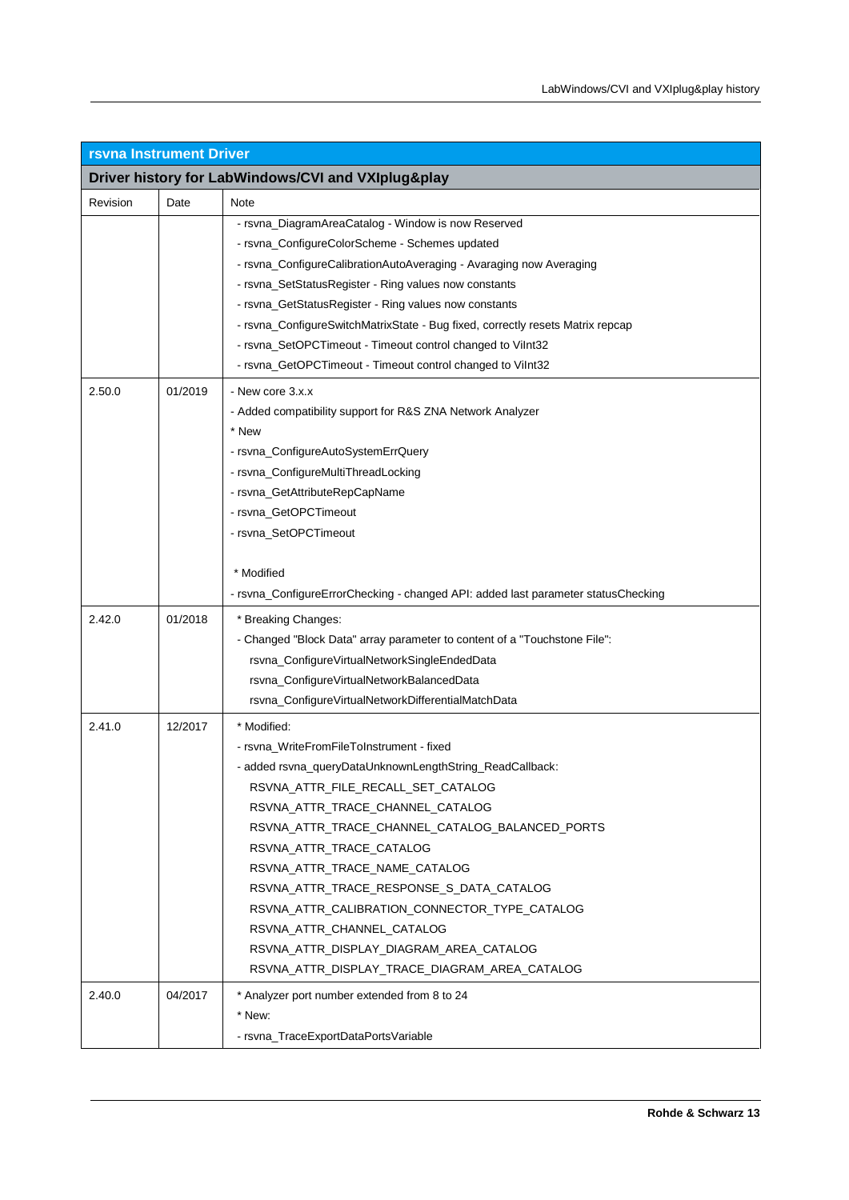| rsvna Instrument Driver | | |
|---|---|---|
| **Driver history for LabWindows/CVI and VXIplug&play** | | |
| Revision | Date | Note |
| | | - rsvna_DiagramAreaCatalog - Window is now Reserved<br>- rsvna_ConfigureColorScheme - Schemes updated<br>- rsvna_ConfigureCalibrationAutoAveraging - Avaraging now Averaging<br>- rsvna_SetStatusRegister - Ring values now constants<br>- rsvna_GetStatusRegister - Ring values now constants<br>- rsvna_ConfigureSwitchMatrixState - Bug fixed, correctly resets Matrix repcap<br>- rsvna_SetOPCTimeout - Timeout control changed to ViInt32<br>- rsvna_GetOPCTimeout - Timeout control changed to ViInt32 |
| 2.50.0 | 01/2019 | - New core 3.x.x<br>- Added compatibility support for R&S ZNA Network Analyzer<br>* New<br>- rsvna_ConfigureAutoSystemErrQuery<br>- rsvna_ConfigureMultiThreadLocking<br>- rsvna_GetAttributeRepCapName<br>- rsvna_GetOPCTimeout<br>- rsvna_SetOPCTimeout<br><br>* Modified<br>- rsvna_ConfigureErrorChecking - changed API: added last parameter statusChecking |
| 2.42.0 | 01/2018 | * Breaking Changes:<br>- Changed "Block Data" array parameter to content of a "Touchstone File":<br>rsvna_ConfigureVirtualNetworkSingleEndedData<br>rsvna_ConfigureVirtualNetworkBalancedData<br>rsvna_ConfigureVirtualNetworkDifferentialMatchData |
| 2.41.0 | 12/2017 | * Modified:<br>- rsvna_WriteFromFileToInstrument - fixed<br>- added rsvna_queryDataUnknownLengthString_ReadCallback:<br>RSVNA_ATTR_FILE_RECALL_SET_CATALOG<br>RSVNA_ATTR_TRACE_CHANNEL_CATALOG<br>RSVNA_ATTR_TRACE_CHANNEL_CATALOG_BALANCED_PORTS<br>RSVNA_ATTR_TRACE_CATALOG<br>RSVNA_ATTR_TRACE_NAME_CATALOG<br>RSVNA_ATTR_TRACE_RESPONSE_S_DATA_CATALOG<br>RSVNA_ATTR_CALIBRATION_CONNECTOR_TYPE_CATALOG<br>RSVNA_ATTR_CHANNEL_CATALOG<br>RSVNA_ATTR_DISPLAY_DIAGRAM_AREA_CATALOG<br>RSVNA_ATTR_DISPLAY_TRACE_DIAGRAM_AREA_CATALOG |
| 2.40.0 | 04/2017 | * Analyzer port number extended from 8 to 24<br>* New:<br>- rsvna_TraceExportDataPortsVariable |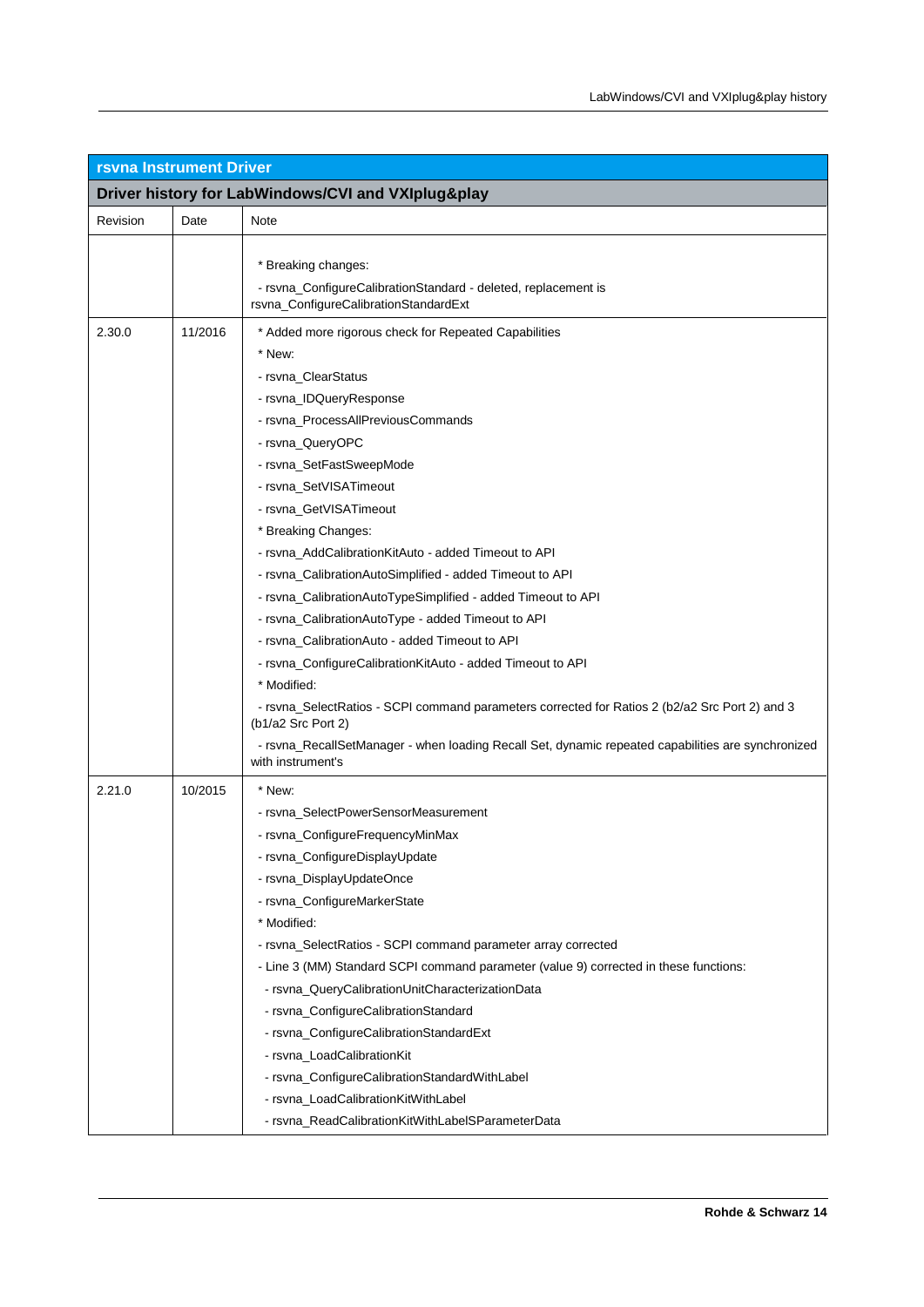| rsvna Instrument Driver | | |
|---|---|---|
| **Driver history for LabWindows/CVI and VXIplug&play** | | |
| Revision | Date | Note |
| | | * Breaking changes:<br>- rsvna_ConfigureCalibrationStandard - deleted, replacement is rsvna_ConfigureCalibrationStandardExt |
| 2.30.0 | 11/2016 | * Added more rigorous check for Repeated Capabilities<br>* New:<br>- rsvna_ClearStatus<br>- rsvna_IDQueryResponse<br>- rsvna_ProcessAllPreviousCommands<br>- rsvna_QueryOPC<br>- rsvna_SetFastSweepMode<br>- rsvna_SetVISATimeout<br>- rsvna_GetVISATimeout<br>* Breaking Changes:<br>- rsvna_AddCalibrationKitAuto - added Timeout to API<br>- rsvna_CalibrationAutoSimplified - added Timeout to API<br>- rsvna_CalibrationAutoTypeSimplified - added Timeout to API<br>- rsvna_CalibrationAutoType - added Timeout to API<br>- rsvna_CalibrationAuto - added Timeout to API<br>- rsvna_ConfigureCalibrationKitAuto - added Timeout to API<br>* Modified:<br>- rsvna_SelectRatios - SCPI command parameters corrected for Ratios 2 (b2/a2 Src Port 2) and 3 (b1/a2 Src Port 2)<br>- rsvna_RecallSetManager - when loading Recall Set, dynamic repeated capabilities are synchronized with instrument's |
| 2.21.0 | 10/2015 | * New:<br>- rsvna_SelectPowerSensorMeasurement<br>- rsvna_ConfigureFrequencyMinMax<br>- rsvna_ConfigureDisplayUpdate<br>- rsvna_DisplayUpdateOnce<br>- rsvna_ConfigureMarkerState<br>* Modified:<br>- rsvna_SelectRatios - SCPI command parameter array corrected<br>- Line 3 (MM) Standard SCPI command parameter (value 9) corrected in these functions:<br>- rsvna_QueryCalibrationUnitCharacterizationData<br>- rsvna_ConfigureCalibrationStandard<br>- rsvna_ConfigureCalibrationStandardExt<br>- rsvna_LoadCalibrationKit<br>- rsvna_ConfigureCalibrationStandardWithLabel<br>- rsvna_LoadCalibrationKitWithLabel<br>- rsvna_ReadCalibrationKitWithLabelSParameterData |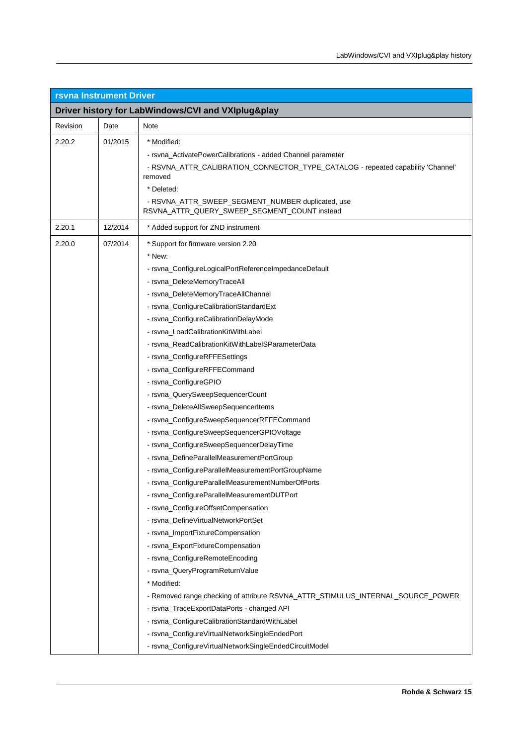| rsvna Instrument Driver | | |
|---|---|---|
| **Driver history for LabWindows/CVI and VXIplug&play** | | |
| Revision | Date | Note |
| 2.20.2 | 01/2015 | * Modified:<br>- rsvna_ActivatePowerCalibrations - added Channel parameter<br>- RSVNA_ATTR_CALIBRATION_CONNECTOR_TYPE_CATALOG - repeated capability 'Channel' removed<br>* Deleted:<br>- RSVNA_ATTR_SWEEP_SEGMENT_NUMBER duplicated, use RSVNA_ATTR_QUERY_SWEEP_SEGMENT_COUNT instead |
| 2.20.1 | 12/2014 | * Added support for ZND instrument |
| 2.20.0 | 07/2014 | * Support for firmware version 2.20<br>* New:<br>- rsvna_ConfigureLogicalPortReferenceImpedanceDefault<br>- rsvna_DeleteMemoryTraceAll<br>- rsvna_DeleteMemoryTraceAllChannel<br>- rsvna_ConfigureCalibrationStandardExt<br>- rsvna_ConfigureCalibrationDelayMode<br>- rsvna_LoadCalibrationKitWithLabel<br>- rsvna_ReadCalibrationKitWithLabelSParameterData<br>- rsvna_ConfigureRFFESettings<br>- rsvna_ConfigureRFFECommand<br>- rsvna_ConfigureGPIO<br>- rsvna_QuerySweepSequencerCount<br>- rsvna_DeleteAllSweepSequencerItems<br>- rsvna_ConfigureSweepSequencerRFFECommand<br>- rsvna_ConfigureSweepSequencerGPIOVoltage<br>- rsvna_ConfigureSweepSequencerDelayTime<br>- rsvna_DefineParallelMeasurementPortGroup<br>- rsvna_ConfigureParallelMeasurementPortGroupName<br>- rsvna_ConfigureParallelMeasurementNumberOfPorts<br>- rsvna_ConfigureParallelMeasurementDUTPort<br>- rsvna_ConfigureOffsetCompensation<br>- rsvna_DefineVirtualNetworkPortSet<br>- rsvna_ImportFixtureCompensation<br>- rsvna_ExportFixtureCompensation<br>- rsvna_ConfigureRemoteEncoding<br>- rsvna_QueryProgramReturnValue<br>* Modified:<br>- Removed range checking of attribute RSVNA_ATTR_STIMULUS_INTERNAL_SOURCE_POWER<br>- rsvna_TraceExportDataPorts - changed API<br>- rsvna_ConfigureCalibrationStandardWithLabel<br>- rsvna_ConfigureVirtualNetworkSingleEndedPort<br>- rsvna_ConfigureVirtualNetworkSingleEndedCircuitModel |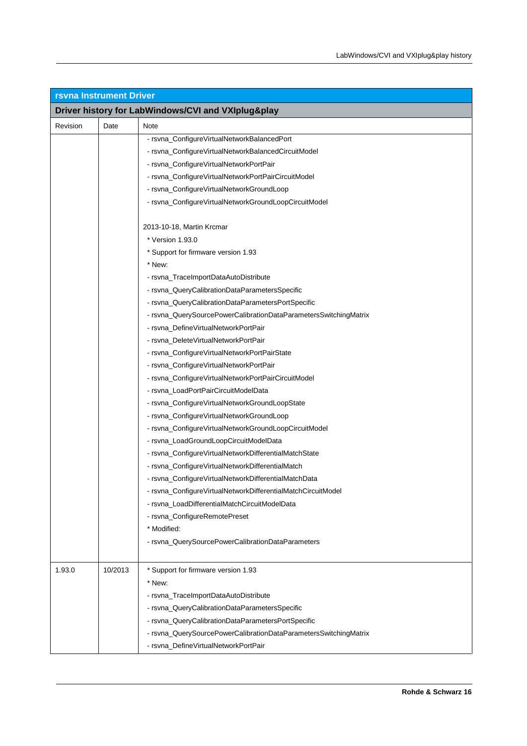| rsvna Instrument Driver | | |
|---|---|---|
| **Driver history for LabWindows/CVI and VXIplug&play** | | |
| Revision | Date | Note |
| | | - rsvna_ConfigureVirtualNetworkBalancedPort<br>- rsvna_ConfigureVirtualNetworkBalancedCircuitModel<br>- rsvna_ConfigureVirtualNetworkPortPair<br>- rsvna_ConfigureVirtualNetworkPortPairCircuitModel<br>- rsvna_ConfigureVirtualNetworkGroundLoop<br>- rsvna_ConfigureVirtualNetworkGroundLoopCircuitModel<br><br>2013-10-18, Martin Krcmar<br>* Version 1.93.0<br>* Support for firmware version 1.93<br>* New:<br>- rsvna_TraceImportDataAutoDistribute<br>- rsvna_QueryCalibrationDataParametersSpecific<br>- rsvna_QueryCalibrationDataParametersPortSpecific<br>- rsvna_QuerySourcePowerCalibrationDataParametersSwitchingMatrix<br>- rsvna_DefineVirtualNetworkPortPair<br>- rsvna_DeleteVirtualNetworkPortPair<br>- rsvna_ConfigureVirtualNetworkPortPairState<br>- rsvna_ConfigureVirtualNetworkPortPair<br>- rsvna_ConfigureVirtualNetworkPortPairCircuitModel<br>- rsvna_LoadPortPairCircuitModelData<br>- rsvna_ConfigureVirtualNetworkGroundLoopState<br>- rsvna_ConfigureVirtualNetworkGroundLoop<br>- rsvna_ConfigureVirtualNetworkGroundLoopCircuitModel<br>- rsvna_LoadGroundLoopCircuitModelData<br>- rsvna_ConfigureVirtualNetworkDifferentialMatchState<br>- rsvna_ConfigureVirtualNetworkDifferentialMatch<br>- rsvna_ConfigureVirtualNetworkDifferentialMatchData<br>- rsvna_ConfigureVirtualNetworkDifferentialMatchCircuitModel<br>- rsvna_LoadDifferentialMatchCircuitModelData<br>- rsvna_ConfigureRemotePreset<br>* Modified:<br>- rsvna_QuerySourcePowerCalibrationDataParameters |
| 1.93.0 | 10/2013 | * Support for firmware version 1.93<br>* New:<br>- rsvna_TraceImportDataAutoDistribute<br>- rsvna_QueryCalibrationDataParametersSpecific<br>- rsvna_QueryCalibrationDataParametersPortSpecific<br>- rsvna_QuerySourcePowerCalibrationDataParametersSwitchingMatrix<br>- rsvna_DefineVirtualNetworkPortPair |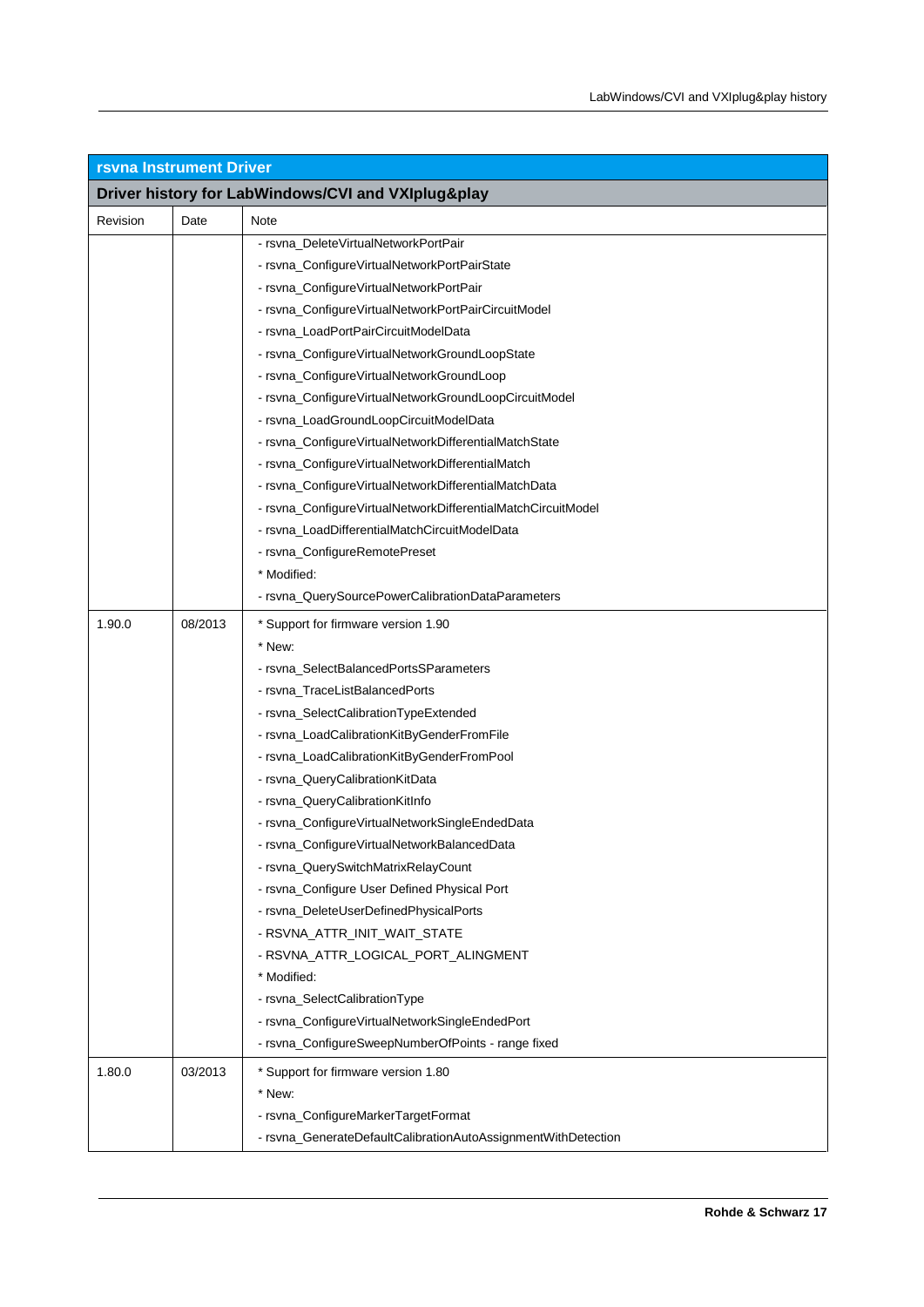| rsvna Instrument Driver | | |
|---|---|---|
| **Driver history for LabWindows/CVI and VXIplug&play** | | |
| Revision | Date | Note |
| | | - rsvna_DeleteVirtualNetworkPortPair<br>- rsvna_ConfigureVirtualNetworkPortPairState<br>- rsvna_ConfigureVirtualNetworkPortPair<br>- rsvna_ConfigureVirtualNetworkPortPairCircuitModel<br>- rsvna_LoadPortPairCircuitModelData<br>- rsvna_ConfigureVirtualNetworkGroundLoopState<br>- rsvna_ConfigureVirtualNetworkGroundLoop<br>- rsvna_ConfigureVirtualNetworkGroundLoopCircuitModel<br>- rsvna_LoadGroundLoopCircuitModelData<br>- rsvna_ConfigureVirtualNetworkDifferentialMatchState<br>- rsvna_ConfigureVirtualNetworkDifferentialMatch<br>- rsvna_ConfigureVirtualNetworkDifferentialMatchData<br>- rsvna_ConfigureVirtualNetworkDifferentialMatchCircuitModel<br>- rsvna_LoadDifferentialMatchCircuitModelData<br>- rsvna_ConfigureRemotePreset<br>* Modified:<br>- rsvna_QuerySourcePowerCalibrationDataParameters |
| 1.90.0 | 08/2013 | * Support for firmware version 1.90<br>* New:<br>- rsvna_SelectBalancedPortsSParameters<br>- rsvna_TraceListBalancedPorts<br>- rsvna_SelectCalibrationTypeExtended<br>- rsvna_LoadCalibrationKitByGenderFromFile<br>- rsvna_LoadCalibrationKitByGenderFromPool<br>- rsvna_QueryCalibrationKitData<br>- rsvna_QueryCalibrationKitInfo<br>- rsvna_ConfigureVirtualNetworkSingleEndedData<br>- rsvna_ConfigureVirtualNetworkBalancedData<br>- rsvna_QuerySwitchMatrixRelayCount<br>- rsvna_Configure User Defined Physical Port<br>- rsvna_DeleteUserDefinedPhysicalPorts<br>- RSVNA_ATTR_INIT_WAIT_STATE<br>- RSVNA_ATTR_LOGICAL_PORT_ALINGMENT<br>* Modified:<br>- rsvna_SelectCalibrationType<br>- rsvna_ConfigureVirtualNetworkSingleEndedPort<br>- rsvna_ConfigureSweepNumberOfPoints - range fixed |
| 1.80.0 | 03/2013 | * Support for firmware version 1.80<br>* New:<br>- rsvna_ConfigureMarkerTargetFormat<br>- rsvna_GenerateDefaultCalibrationAutoAssignmentWithDetection |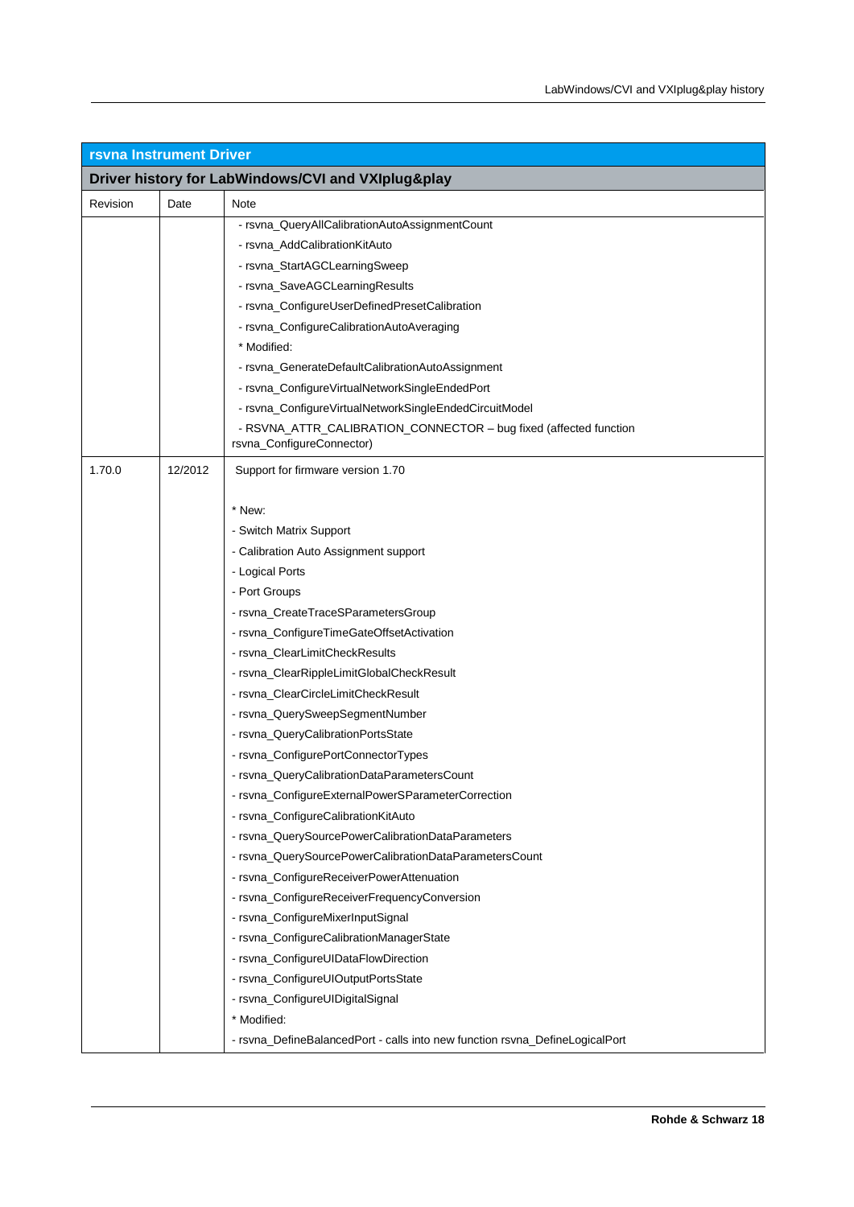| rsvna Instrument Driver | | |
|---|---|---|
| **Driver history for LabWindows/CVI and VXIplug&play** | | |
| Revision | Date | Note |
| | | - rsvna_QueryAllCalibrationAutoAssignmentCount<br>- rsvna_AddCalibrationKitAuto<br>- rsvna_StartAGCLearningSweep<br>- rsvna_SaveAGCLearningResults<br>- rsvna_ConfigureUserDefinedPresetCalibration<br>- rsvna_ConfigureCalibrationAutoAveraging<br>* Modified:<br>- rsvna_GenerateDefaultCalibrationAutoAssignment<br>- rsvna_ConfigureVirtualNetworkSingleEndedPort<br>- rsvna_ConfigureVirtualNetworkSingleEndedCircuitModel<br>- RSVNA_ATTR_CALIBRATION_CONNECTOR – bug fixed (affected function rsvna_ConfigureConnector) |
| 1.70.0 | 12/2012 | Support for firmware version 1.70<br><br>* New:<br>- Switch Matrix Support<br>- Calibration Auto Assignment support<br>- Logical Ports<br>- Port Groups<br>- rsvna_CreateTraceSParametersGroup<br>- rsvna_ConfigureTimeGateOffsetActivation<br>- rsvna_ClearLimitCheckResults<br>- rsvna_ClearRippleLimitGlobalCheckResult<br>- rsvna_ClearCircleLimitCheckResult<br>- rsvna_QuerySweepSegmentNumber<br>- rsvna_QueryCalibrationPortsState<br>- rsvna_ConfigurePortConnectorTypes<br>- rsvna_QueryCalibrationDataParametersCount<br>- rsvna_ConfigureExternalPowerSParameterCorrection<br>- rsvna_ConfigureCalibrationKitAuto<br>- rsvna_QuerySourcePowerCalibrationDataParameters<br>- rsvna_QuerySourcePowerCalibrationDataParametersCount<br>- rsvna_ConfigureReceiverPowerAttenuation<br>- rsvna_ConfigureReceiverFrequencyConversion<br>- rsvna_ConfigureMixerInputSignal<br>- rsvna_ConfigureCalibrationManagerState<br>- rsvna_ConfigureUIDataFlowDirection<br>- rsvna_ConfigureUIOutputPortsState<br>- rsvna_ConfigureUIDigitalSignal<br>* Modified:<br>- rsvna_DefineBalancedPort - calls into new function rsvna_DefineLogicalPort |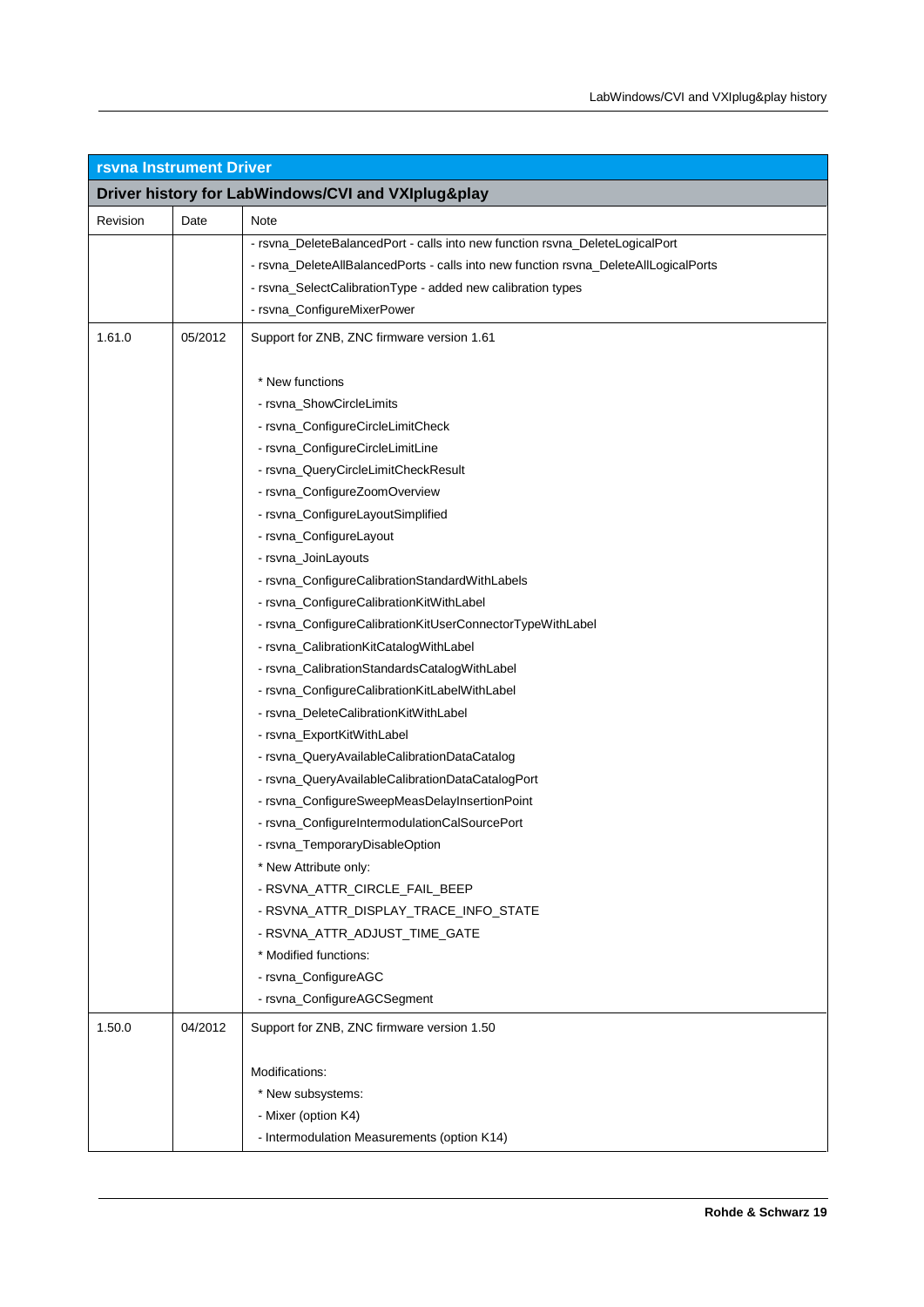| rsvna Instrument Driver | | |
|---|---|---|
| **Driver history for LabWindows/CVI and VXIplug&play** | | |
| Revision | Date | Note |
| | | - rsvna_DeleteBalancedPort - calls into new function rsvna_DeleteLogicalPort<br>- rsvna_DeleteAllBalancedPorts - calls into new function rsvna_DeleteAllLogicalPorts<br>- rsvna_SelectCalibrationType - added new calibration types<br>- rsvna_ConfigureMixerPower |
| 1.61.0 | 05/2012 | Support for ZNB, ZNC firmware version 1.61<br><br>* New functions<br>- rsvna_ShowCircleLimits<br>- rsvna_ConfigureCircleLimitCheck<br>- rsvna_ConfigureCircleLimitLine<br>- rsvna_QueryCircleLimitCheckResult<br>- rsvna_ConfigureZoomOverview<br>- rsvna_ConfigureLayoutSimplified<br>- rsvna_ConfigureLayout<br>- rsvna_JoinLayouts<br>- rsvna_ConfigureCalibrationStandardWithLabels<br>- rsvna_ConfigureCalibrationKitWithLabel<br>- rsvna_ConfigureCalibrationKitUserConnectorTypeWithLabel<br>- rsvna_CalibrationKitCatalogWithLabel<br>- rsvna_CalibrationStandardsCatalogWithLabel<br>- rsvna_ConfigureCalibrationKitLabelWithLabel<br>- rsvna_DeleteCalibrationKitWithLabel<br>- rsvna_ExportKitWithLabel<br>- rsvna_QueryAvailableCalibrationDataCatalog<br>- rsvna_QueryAvailableCalibrationDataCatalogPort<br>- rsvna_ConfigureSweepMeasDelayInsertionPoint<br>- rsvna_ConfigureIntermodulationCalSourcePort<br>- rsvna_TemporaryDisableOption<br>* New Attribute only:<br>- RSVNA_ATTR_CIRCLE_FAIL_BEEP<br>- RSVNA_ATTR_DISPLAY_TRACE_INFO_STATE<br>- RSVNA_ATTR_ADJUST_TIME_GATE<br>* Modified functions:<br>- rsvna_ConfigureAGC<br>- rsvna_ConfigureAGCSegment |
| 1.50.0 | 04/2012 | Support for ZNB, ZNC firmware version 1.50<br><br>Modifications:<br>* New subsystems:<br>- Mixer (option K4)<br>- Intermodulation Measurements (option K14) |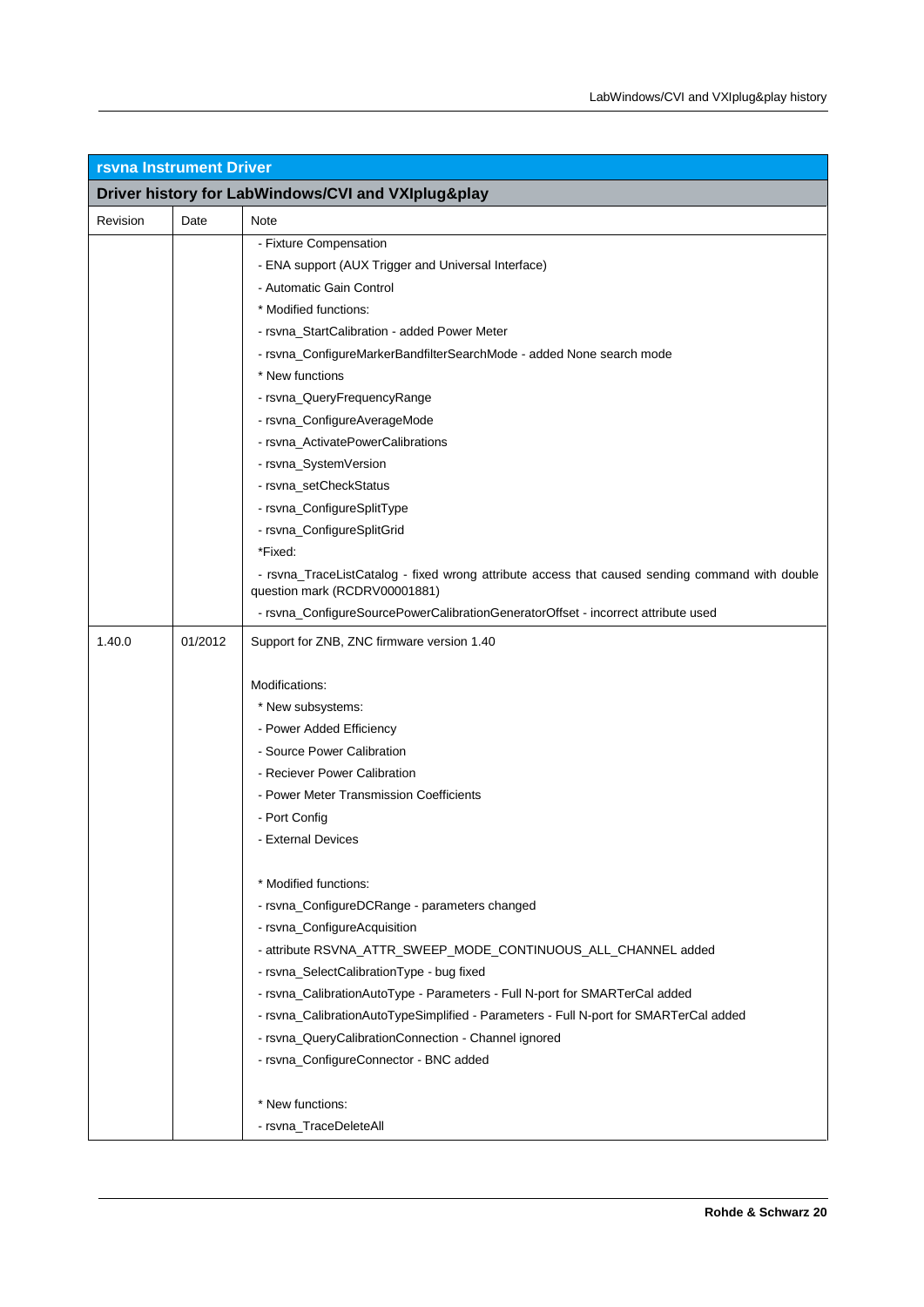| rsvna Instrument Driver | | |
|---|---|---|
| **Driver history for LabWindows/CVI and VXIplug&play** | | |
| Revision | Date | Note |
| | | - Fixture Compensation<br>- ENA support (AUX Trigger and Universal Interface)<br>- Automatic Gain Control<br>* Modified functions:<br>- rsvna_StartCalibration - added Power Meter<br>- rsvna_ConfigureMarkerBandfilterSearchMode - added None search mode<br>* New functions<br>- rsvna_QueryFrequencyRange<br>- rsvna_ConfigureAverageMode<br>- rsvna_ActivatePowerCalibrations<br>- rsvna_SystemVersion<br>- rsvna_setCheckStatus<br>- rsvna_ConfigureSplitType<br>- rsvna_ConfigureSplitGrid<br>*Fixed:<br>- rsvna_TraceListCatalog - fixed wrong attribute access that caused sending command with double question mark (RCDRV00001881)<br>- rsvna_ConfigureSourcePowerCalibrationGeneratorOffset - incorrect attribute used |
| 1.40.0 | 01/2012 | Support for ZNB, ZNC firmware version 1.40<br><br>Modifications:<br>* New subsystems:<br>- Power Added Efficiency<br>- Source Power Calibration<br>- Reciever Power Calibration<br>- Power Meter Transmission Coefficients<br>- Port Config<br>- External Devices<br><br>* Modified functions:<br>- rsvna_ConfigureDCRange - parameters changed<br>- rsvna_ConfigureAcquisition<br>- attribute RSVNA_ATTR_SWEEP_MODE_CONTINUOUS_ALL_CHANNEL added<br>- rsvna_SelectCalibrationType - bug fixed<br>- rsvna_CalibrationAutoType - Parameters - Full N-port for SMARTerCal added<br>- rsvna_CalibrationAutoTypeSimplified - Parameters - Full N-port for SMARTerCal added<br>- rsvna_QueryCalibrationConnection - Channel ignored<br>- rsvna_ConfigureConnector - BNC added<br><br>* New functions:<br>- rsvna_TraceDeleteAll |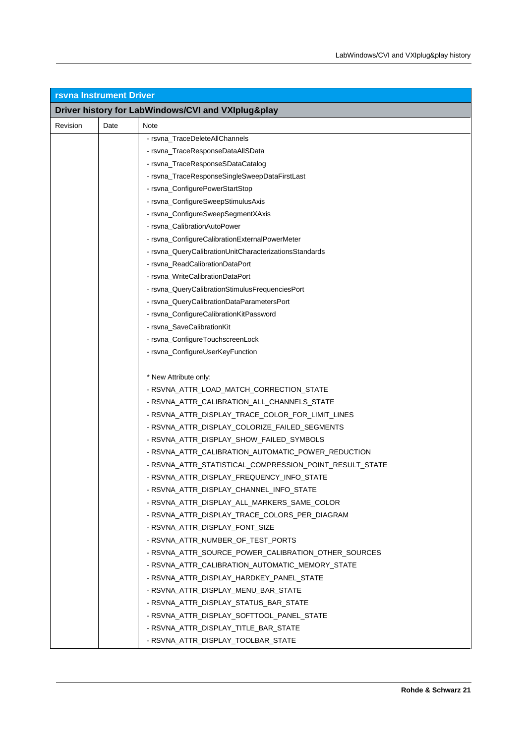| rsvna Instrument Driver | | |
|---|---|---|
| **Driver history for LabWindows/CVI and VXIplug&play** | | |
| Revision | Date | Note |
| | | - rsvna_TraceDeleteAllChannels<br>- rsvna_TraceResponseDataAllSData<br>- rsvna_TraceResponseSDataCatalog<br>- rsvna_TraceResponseSingleSweepDataFirstLast<br>- rsvna_ConfigurePowerStartStop<br>- rsvna_ConfigureSweepStimulusAxis<br>- rsvna_ConfigureSweepSegmentXAxis<br>- rsvna_CalibrationAutoPower<br>- rsvna_ConfigureCalibrationExternalPowerMeter<br>- rsvna_QueryCalibrationUnitCharacterizationsStandards<br>- rsvna_ReadCalibrationDataPort<br>- rsvna_WriteCalibrationDataPort<br>- rsvna_QueryCalibrationStimulusFrequenciesPort<br>- rsvna_QueryCalibrationDataParametersPort<br>- rsvna_ConfigureCalibrationKitPassword<br>- rsvna_SaveCalibrationKit<br>- rsvna_ConfigureTouchscreenLock<br>- rsvna_ConfigureUserKeyFunction<br><br>* New Attribute only:<br>- RSVNA_ATTR_LOAD_MATCH_CORRECTION_STATE<br>- RSVNA_ATTR_CALIBRATION_ALL_CHANNELS_STATE<br>- RSVNA_ATTR_DISPLAY_TRACE_COLOR_FOR_LIMIT_LINES<br>- RSVNA_ATTR_DISPLAY_COLORIZE_FAILED_SEGMENTS<br>- RSVNA_ATTR_DISPLAY_SHOW_FAILED_SYMBOLS<br>- RSVNA_ATTR_CALIBRATION_AUTOMATIC_POWER_REDUCTION<br>- RSVNA_ATTR_STATISTICAL_COMPRESSION_POINT_RESULT_STATE<br>- RSVNA_ATTR_DISPLAY_FREQUENCY_INFO_STATE<br>- RSVNA_ATTR_DISPLAY_CHANNEL_INFO_STATE<br>- RSVNA_ATTR_DISPLAY_ALL_MARKERS_SAME_COLOR<br>- RSVNA_ATTR_DISPLAY_TRACE_COLORS_PER_DIAGRAM<br>- RSVNA_ATTR_DISPLAY_FONT_SIZE<br>- RSVNA_ATTR_NUMBER_OF_TEST_PORTS<br>- RSVNA_ATTR_SOURCE_POWER_CALIBRATION_OTHER_SOURCES<br>- RSVNA_ATTR_CALIBRATION_AUTOMATIC_MEMORY_STATE<br>- RSVNA_ATTR_DISPLAY_HARDKEY_PANEL_STATE<br>- RSVNA_ATTR_DISPLAY_MENU_BAR_STATE<br>- RSVNA_ATTR_DISPLAY_STATUS_BAR_STATE<br>- RSVNA_ATTR_DISPLAY_SOFTTOOL_PANEL_STATE<br>- RSVNA_ATTR_DISPLAY_TITLE_BAR_STATE<br>- RSVNA_ATTR_DISPLAY_TOOLBAR_STATE |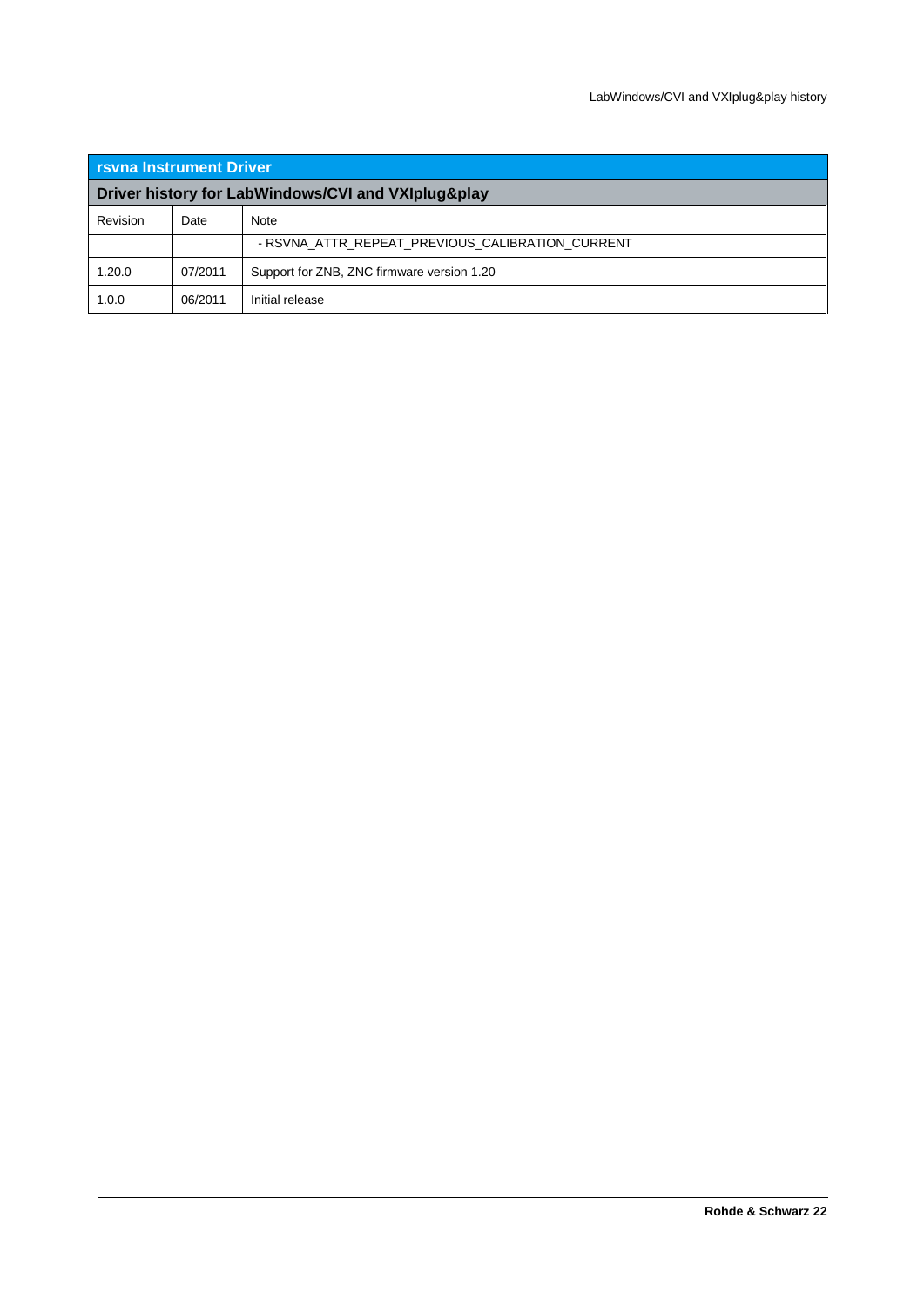| rsvna Instrument Driver | | |
|---|---|---|
| **Driver history for LabWindows/CVI and VXIplug&play** | | |
| Revision | Date | Note |
| | | - RSVNA_ATTR_REPEAT_PREVIOUS_CALIBRATION_CURRENT |
| 1.20.0 | 07/2011 | Support for ZNB, ZNC firmware version 1.20 |
| 1.0.0 | 06/2011 | Initial release |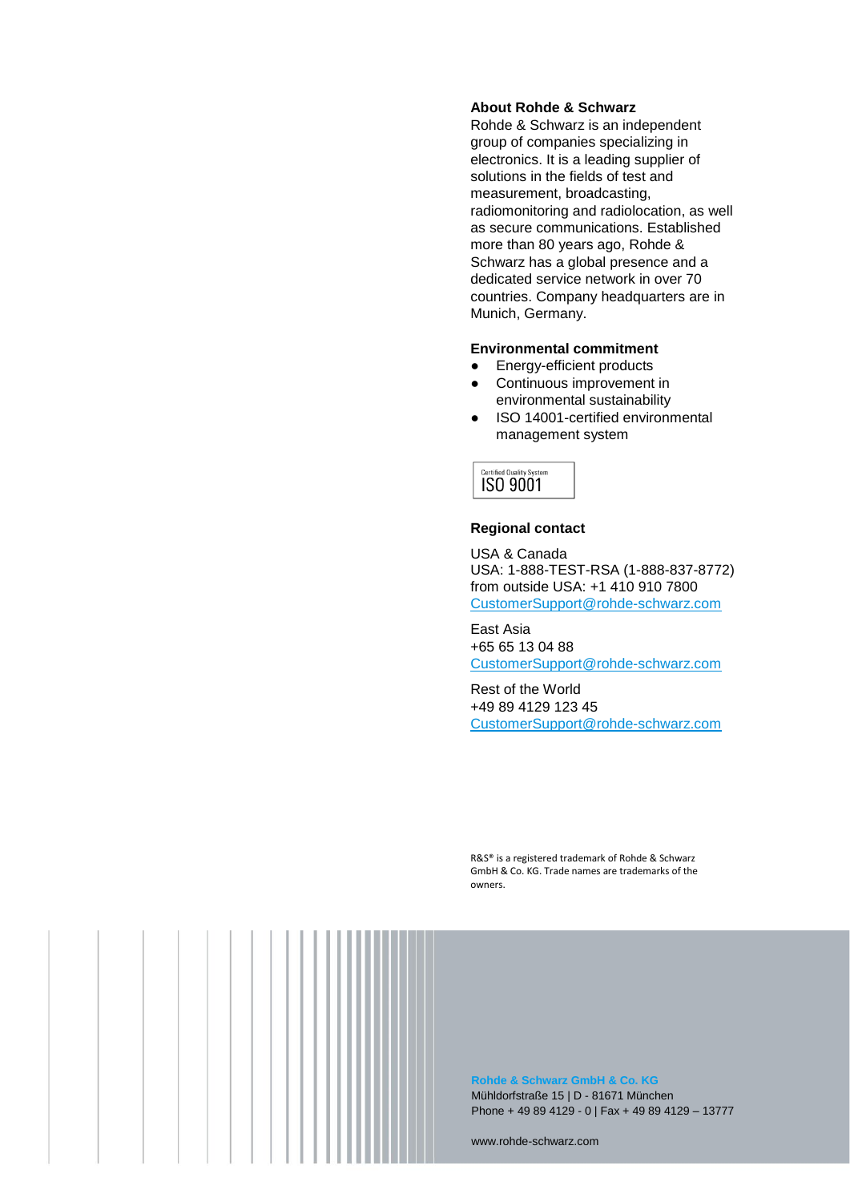**About Rohde & Schwarz**

Rohde & Schwarz is an independent group of companies specializing in electronics. It is a leading supplier of solutions in the fields of test and measurement, broadcasting, radiomonitoring and radiolocation, as well as secure communications. Established more than 80 years ago, Rohde & Schwarz has a global presence and a dedicated service network in over 70 countries. Company headquarters are in Munich, Germany.

**Environmental commitment**

- Energy-efficient products
- Continuous improvement in environmental sustainability
- ISO 14001-certified environmental management system

Certified Quality System
ISO 9001

**Regional contact**

USA & Canada
USA: 1-888-TEST-RSA (1-888-837-8772)
from outside USA: +1 410 910 7800
CustomerSupport@rohde-schwarz.com

East Asia
+65 65 13 04 88
CustomerSupport@rohde-schwarz.com

Rest of the World
+49 89 4129 123 45
CustomerSupport@rohde-schwarz.com

R&S® is a registered trademark of Rohde & Schwarz GmbH & Co. KG. Trade names are trademarks of the owners.

**Rohde & Schwarz GmbH & Co. KG**
Mühldorfstraße 15 | D - 81671 München
Phone + 49 89 4129 - 0 | Fax + 49 89 4129 – 13777

www.rohde-schwarz.com